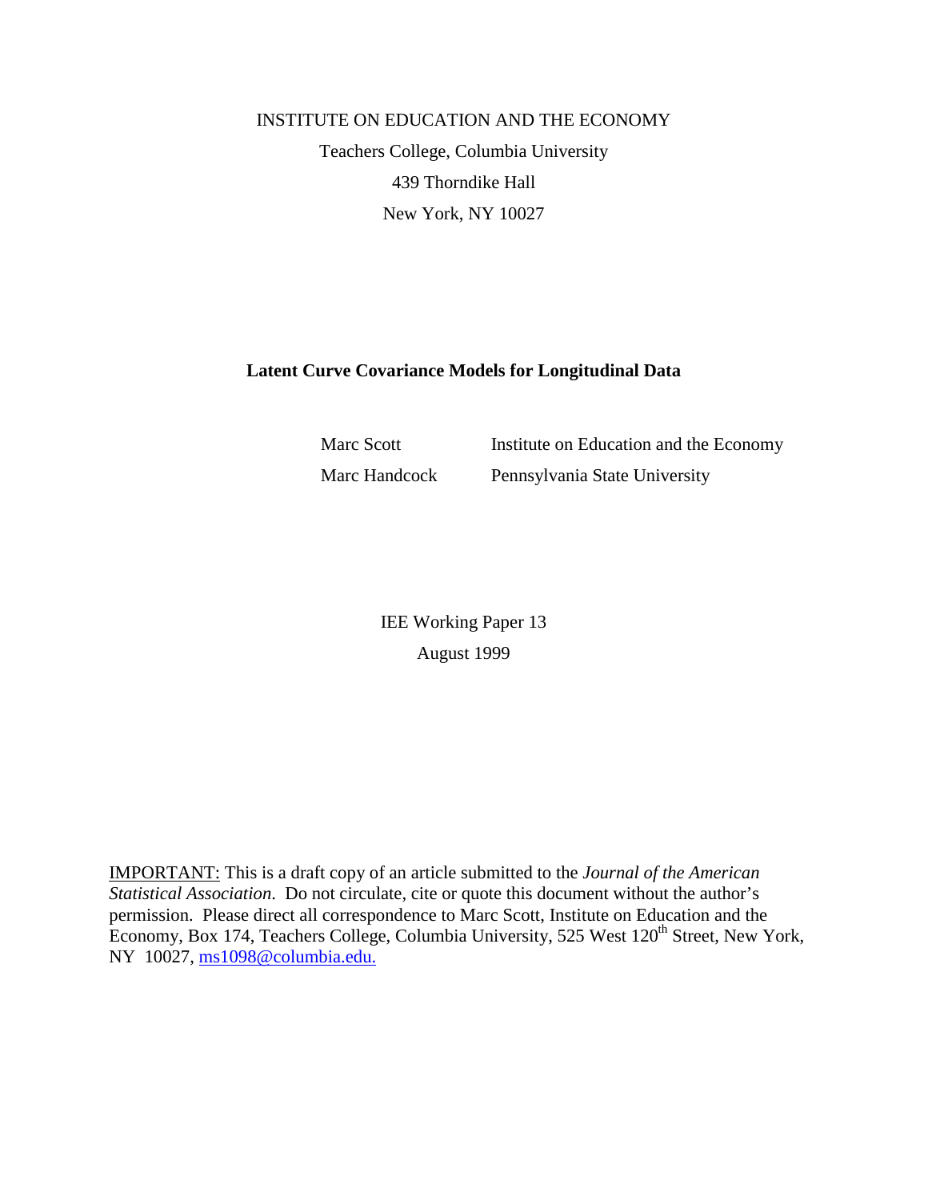INSTITUTE ON EDUCATION AND THE ECONOMY

Teachers College, Columbia University

439 Thorndike Hall

New York, NY 10027

# Latent Curve Covariance Models for Longitudinal Data

Marc Scott — Institute on Education and the Economy

Marc Handcock — Pennsylvania State University

IEE Working Paper 13

August 1999

IMPORTANT: This is a draft copy of an article submitted to the *Journal of the American Statistical Association*. Do not circulate, cite or quote this document without the author's permission. Please direct all correspondence to Marc Scott, Institute on Education and the Economy, Box 174, Teachers College, Columbia University, 525 West 120th Street, New York, NY 10027, ms1098@columbia.edu.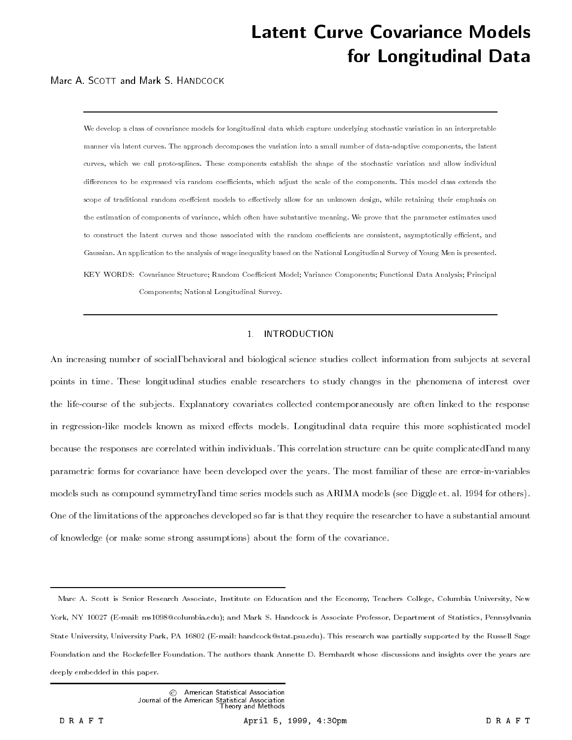# Latent Curve Covariance Models for Longitudinal Data

Marc A. Scott and Mark S. Handcock

We develop a class of covariance models for longitudinal data which capture underlying stochastic variation in an interpretable manner via latent curves. The approach decomposes the variation into a small number of data-adaptive components, the latent curves, which we call proto-splines. These components establish the shape of the stochastic variation and allow individual differences to be expressed via random coefficients, which adjust the scale of the components. This model class extends the scope of traditional random coeffcient models to effectively allow for an unknown design, while retaining their emphasis on the estimation of components of variance, which often have substantive meaning. We prove that the parameter estimates used to construct the latent curves and those associated with the random coefficients are consistent, asymptotically efficient, and Gaussian. An application to the analysis of wage inequality based on the National Longitudinal Survey of Young Men is presented.

KEY WORDS: Covariance Structure; Random Coefficient Model; Variance Components; Functional Data Analysis; Principal Components; National Longitudinal Survey.

## 1. INTRODUCTION

An increasing number of social, behavioral and biological science studies collect information from subjects at several points in time. These longitudinal studies enable researchers to study changes in the phenomena of interest over the life-course of the subjects. Explanatory covariates collected contemporaneously are often linked to the response in regression-like models known as mixed effects models. Longitudinal data require this more sophisticated model because the responses are correlated within individuals. This correlation structure can be quite complicated, and many parametric forms for covariance have been developed over the years. The most familiar of these are error-in-variables models such as compound symmetry, and time series models such as ARIMA models (see Diggle et. al. 1994 for others). One of the limitations of the approaches developed so far is that they require the researcher to have a substantial amount of knowledge (or make some strong assumptions) about the form of the covariance.

Marc A. Scott is Senior Research Associate, Institute on Education and the Economy, Teachers College, Columbia University, New York, NY 10027 (E-mail: ms1098@columbia.edu); and Mark S. Handcock is Associate Professor, Department of Statistics, Pennsylvania State University, University Park, PA 16802 (E-mail: handcock@stat.psu.edu). This research was partially supported by the Russell Sage Foundation and the Rockefeller Foundation. The authors thank Annette D. Bernhardt whose discussions and insights over the years are deeply embedded in this paper.

© American Statistical Association
Journal of the American Statistical Association
Theory and Methods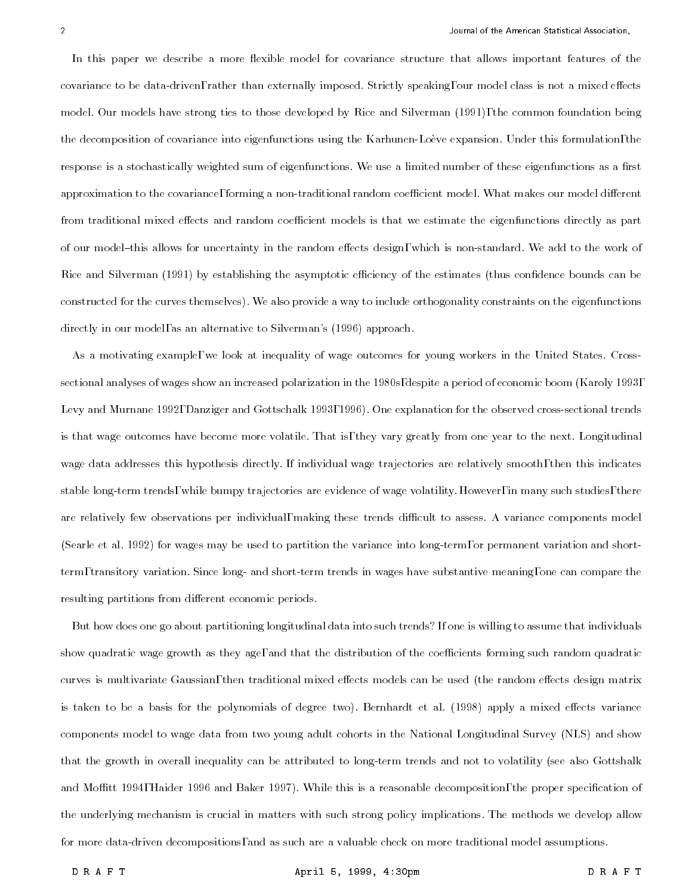In this paper we describe a more flexible model for covariance structure that allows important features of the covariance to be data-driven, rather than externally imposed. Strictly speaking, our model class is not a mixed effects model. Our models have strong ties to those developed by Rice and Silverman (1991), the common foundation being the decomposition of covariance into eigenfunctions using the Karhunen-Loève expansion. Under this formulation, the response is a stochastically weighted sum of eigenfunctions. We use a limited number of these eigenfunctions as a first approximation to the covariance, forming a non-traditional random coefficient model. What makes our model different from traditional mixed effects and random coefficient models is that we estimate the eigenfunctions directly as part of our model–this allows for uncertainty in the random effects design, which is non-standard. We add to the work of Rice and Silverman (1991) by establishing the asymptotic efficiency of the estimates (thus confidence bounds can be constructed for the curves themselves). We also provide a way to include orthogonality constraints on the eigenfunctions directly in our model, as an alternative to Silverman's (1996) approach.

As a motivating example, we look at inequality of wage outcomes for young workers in the United States. Cross-sectional analyses of wages show an increased polarization in the 1980s, despite a period of economic boom (Karoly 1993, Levy and Murnane 1992, Danziger and Gottschalk 1993, 1996). One explanation for the observed cross-sectional trends is that wage outcomes have become more volatile. That is, they vary greatly from one year to the next. Longitudinal wage data addresses this hypothesis directly. If individual wage trajectories are relatively smooth, then this indicates stable long-term trends, while bumpy trajectories are evidence of wage volatility. However, in many such studies, there are relatively few observations per individual, making these trends difficult to assess. A variance components model (Searle et al. 1992) for wages may be used to partition the variance into long-term, or permanent variation and short-term, transitory variation. Since long- and short-term trends in wages have substantive meaning, one can compare the resulting partitions from different economic periods.

But how does one go about partitioning longitudinal data into such trends? If one is willing to assume that individuals show quadratic wage growth as they age, and that the distribution of the coefficients forming such random quadratic curves is multivariate Gaussian, then traditional mixed effects models can be used (the random effects design matrix is taken to be a basis for the polynomials of degree two). Bernhardt et al. (1998) apply a mixed effects variance components model to wage data from two young adult cohorts in the National Longitudinal Survey (NLS) and show that the growth in overall inequality can be attributed to long-term trends and not to volatility (see also Gottshalk and Moffitt 1994, Haider 1996 and Baker 1997). While this is a reasonable decomposition, the proper specification of the underlying mechanism is crucial in matters with such strong policy implications. The methods we develop allow for more data-driven decompositions, and as such are a valuable check on more traditional model assumptions.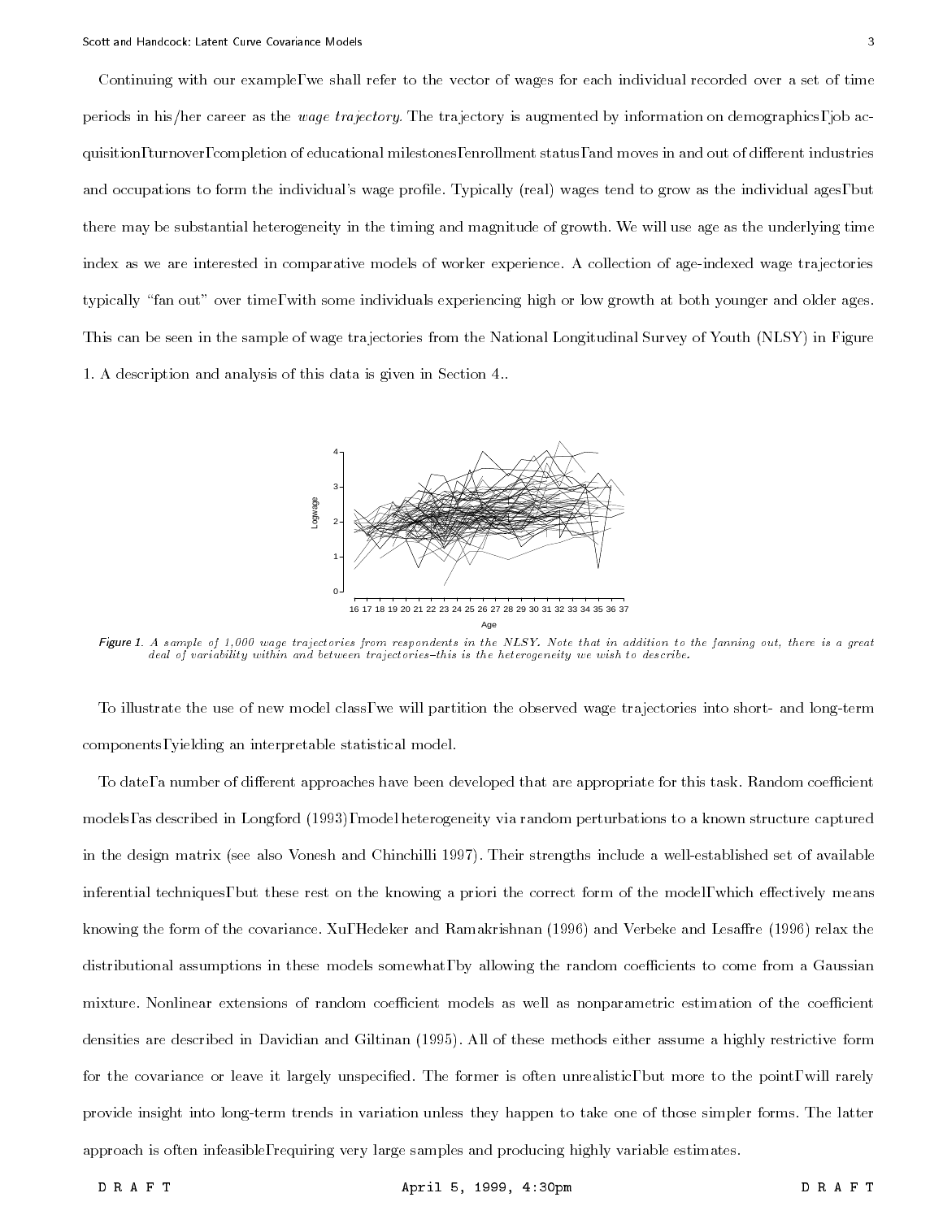Continuing with our exampleΓwe shall refer to the vector of wages for each individual recorded over a set of time periods in his/her career as the *wage trajectory.* The trajectory is augmented by information on demographicsΓjob acquisitionΓturnoverΓcompletion of educational milestonesΓenrollment statusΓand moves in and out of different industries and occupations to form the individual's wage profile. Typically (real) wages tend to grow as the individual agesΓbut there may be substantial heterogeneity in the timing and magnitude of growth. We will use age as the underlying time index as we are interested in comparative models of worker experience. A collection of age-indexed wage trajectories typically "fan out" over timeΓwith some individuals experiencing high or low growth at both younger and older ages. This can be seen in the sample of wage trajectories from the National Longitudinal Survey of Youth (NLSY) in Figure 1. A description and analysis of this data is given in Section 4..

*Figure 1. A sample of 1,000 wage trajectories from respondents in the NLSY. Note that in addition to the fanning out, there is a great deal of variability within and between trajectories–this is the heterogeneity we wish to describe.*

To illustrate the use of new model classΓwe will partition the observed wage trajectories into short- and long-term componentsΓyielding an interpretable statistical model.

To dateΓa number of different approaches have been developed that are appropriate for this task. Random coefficient modelsΓas described in Longford (1993)Γmodel heterogeneity via random perturbations to a known structure captured in the design matrix (see also Vonesh and Chinchilli 1997). Their strengths include a well-established set of available inferential techniquesΓbut these rest on the knowing a priori the correct form of the modelΓwhich effectively means knowing the form of the covariance. XuΓHedeker and Ramakrishnan (1996) and Verbeke and Lesaffre (1996) relax the distributional assumptions in these models somewhatΓby allowing the random coefficients to come from a Gaussian mixture. Nonlinear extensions of random coefficient models as well as nonparametric estimation of the coefficient densities are described in Davidian and Giltinan (1995). All of these methods either assume a highly restrictive form for the covariance or leave it largely unspecified. The former is often unrealisticΓbut more to the pointΓwill rarely provide insight into long-term trends in variation unless they happen to take one of those simpler forms. The latter approach is often infeasibleΓrequiring very large samples and producing highly variable estimates.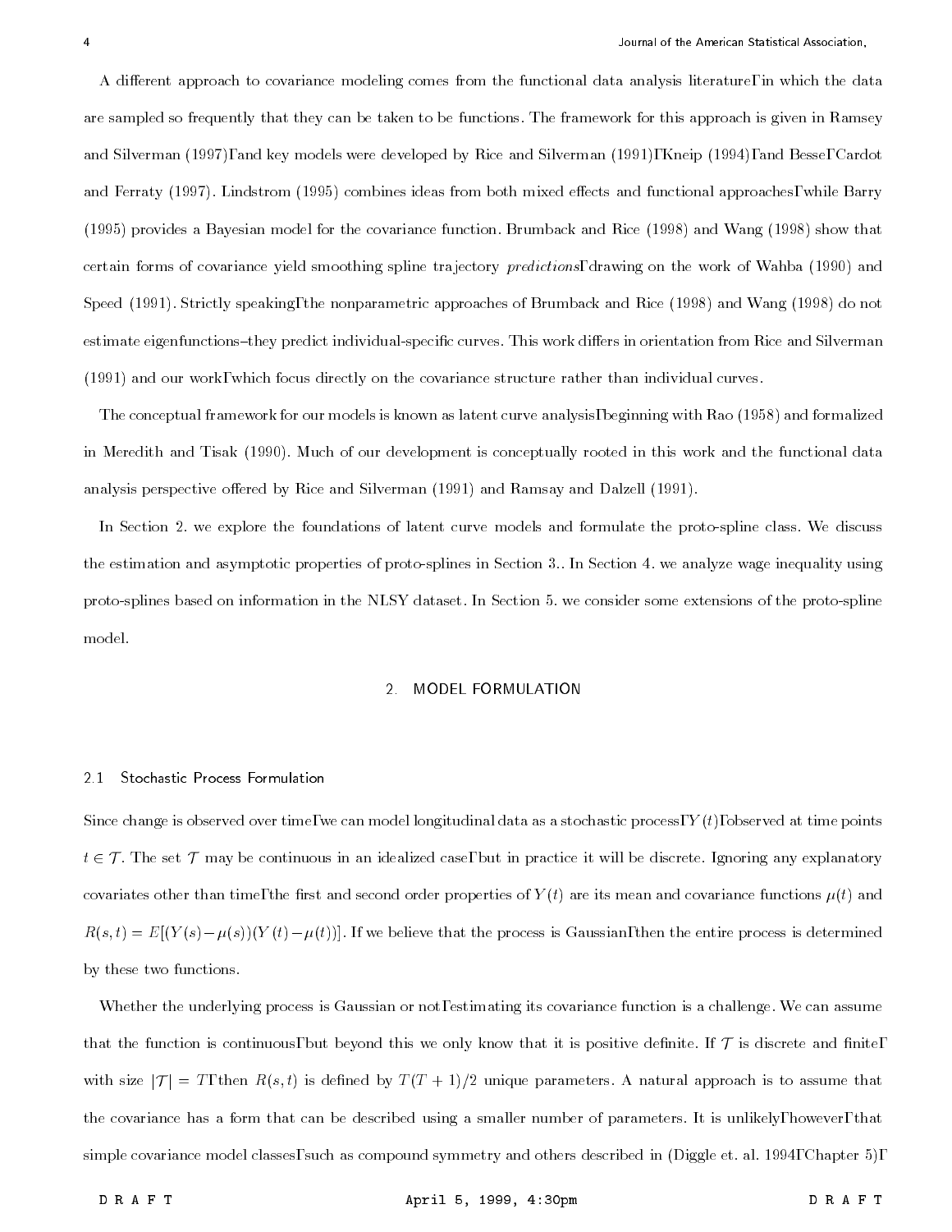A different approach to covariance modeling comes from the functional data analysis literature, in which the data are sampled so frequently that they can be taken to be functions. The framework for this approach is given in Ramsey and Silverman (1997), and key models were developed by Rice and Silverman (1991), Kneip (1994), and Besse, Cardot and Ferraty (1997). Lindstrom (1995) combines ideas from both mixed effects and functional approaches, while Barry (1995) provides a Bayesian model for the covariance function. Brumback and Rice (1998) and Wang (1998) show that certain forms of covariance yield smoothing spline trajectory *predictions*, drawing on the work of Wahba (1990) and Speed (1991). Strictly speaking, the nonparametric approaches of Brumback and Rice (1998) and Wang (1998) do not estimate eigenfunctions–they predict individual-specific curves. This work differs in orientation from Rice and Silverman (1991) and our work, which focus directly on the covariance structure rather than individual curves.

The conceptual framework for our models is known as latent curve analysis, beginning with Rao (1958) and formalized in Meredith and Tisak (1990). Much of our development is conceptually rooted in this work and the functional data analysis perspective offered by Rice and Silverman (1991) and Ramsay and Dalzell (1991).

In Section 2. we explore the foundations of latent curve models and formulate the proto-spline class. We discuss the estimation and asymptotic properties of proto-splines in Section 3.. In Section 4. we analyze wage inequality using proto-splines based on information in the NLSY dataset. In Section 5. we consider some extensions of the proto-spline model.

## 2. MODEL FORMULATION

### 2.1 Stochastic Process Formulation

Since change is observed over time, we can model longitudinal data as a stochastic process, $Y(t)$, observed at time points $t \in \mathcal{T}$. The set $\mathcal{T}$ may be continuous in an idealized case, but in practice it will be discrete. Ignoring any explanatory covariates other than time, the first and second order properties of $Y(t)$ are its mean and covariance functions $\mu(t)$ and $R(s,t) = E[(Y(s) - \mu(s))(Y(t) - \mu(t))]$. If we believe that the process is Gaussian, then the entire process is determined by these two functions.

Whether the underlying process is Gaussian or not, estimating its covariance function is a challenge. We can assume that the function is continuous, but beyond this we only know that it is positive definite. If $\mathcal{T}$ is discrete and finite, with size $|\mathcal{T}| = T$, then $R(s,t)$ is defined by $T(T+1)/2$ unique parameters. A natural approach is to assume that the covariance has a form that can be described using a smaller number of parameters. It is unlikely, however, that simple covariance model classes, such as compound symmetry and others described in (Diggle et. al. 1994, Chapter 5),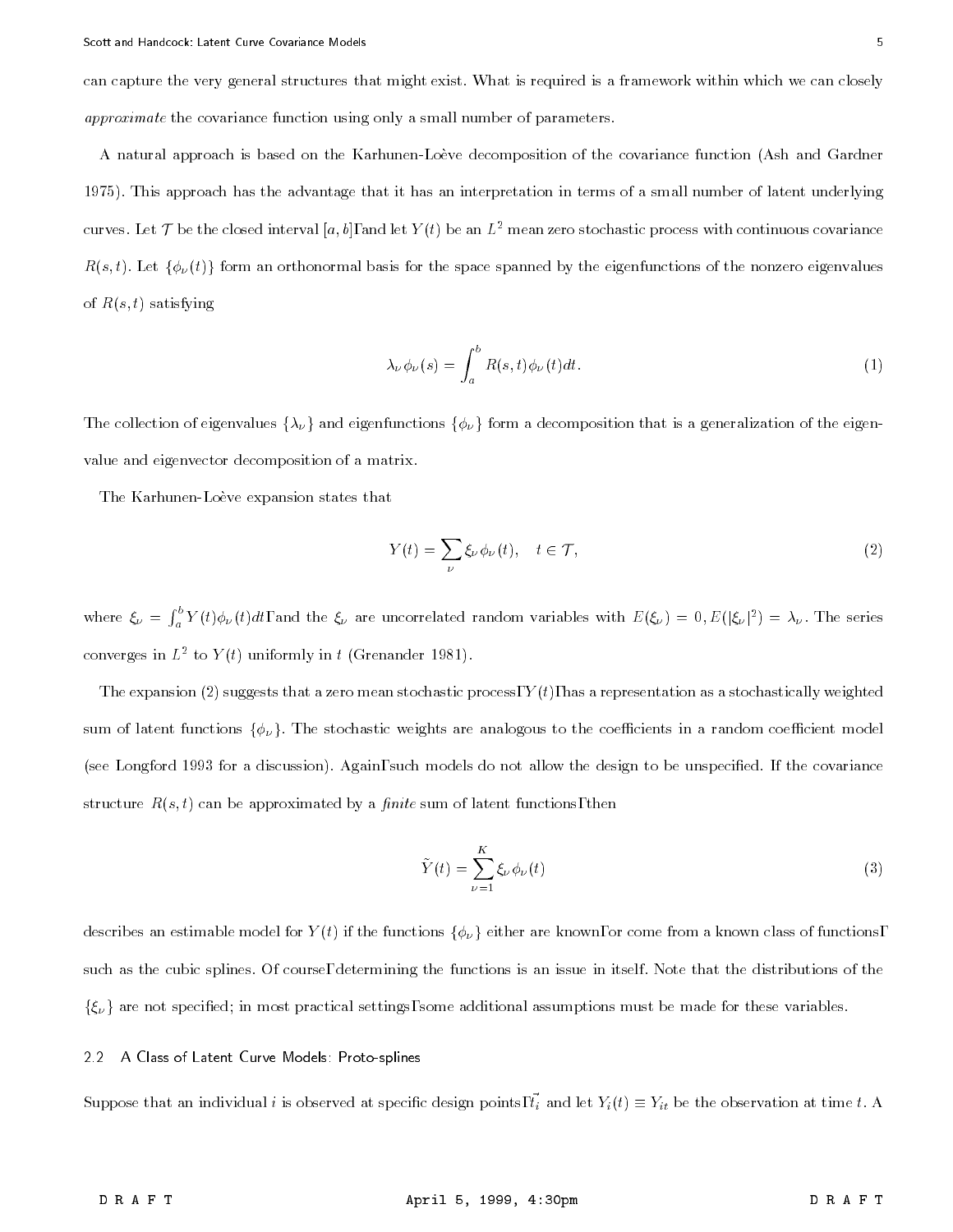can capture the very general structures that might exist. What is required is a framework within which we can closely *approximate* the covariance function using only a small number of parameters.

A natural approach is based on the Karhunen-Loève decomposition of the covariance function (Ash and Gardner 1975). This approach has the advantage that it has an interpretation in terms of a small number of latent underlying curves. Let $\mathcal{T}$ be the closed interval $[a, b]$, and let $Y(t)$ be an $L^2$ mean zero stochastic process with continuous covariance $R(s, t)$. Let $\{\phi_\nu(t)\}$ form an orthonormal basis for the space spanned by the eigenfunctions of the nonzero eigenvalues of $R(s, t)$ satisfying

$$\lambda_\nu \phi_\nu(s) = \int_a^b R(s, t)\phi_\nu(t)dt. \tag{1}$$

The collection of eigenvalues $\{\lambda_\nu\}$ and eigenfunctions $\{\phi_\nu\}$ form a decomposition that is a generalization of the eigenvalue and eigenvector decomposition of a matrix.

The Karhunen-Loève expansion states that

$$Y(t) = \sum_\nu \xi_\nu \phi_\nu(t), \quad t \in \mathcal{T}, \tag{2}$$

where $\xi_\nu = \int_a^b Y(t)\phi_\nu(t)dt$, and the $\xi_\nu$ are uncorrelated random variables with $E(\xi_\nu) = 0, E(|\xi_\nu|^2) = \lambda_\nu$. The series converges in $L^2$ to $Y(t)$ uniformly in $t$ (Grenander 1981).

The expansion (2) suggests that a zero mean stochastic process, $Y(t)$, has a representation as a stochastically weighted sum of latent functions $\{\phi_\nu\}$. The stochastic weights are analogous to the coefficients in a random coefficient model (see Longford 1993 for a discussion). Again, such models do not allow the design to be unspecified. If the covariance structure $R(s, t)$ can be approximated by a *finite* sum of latent functions, then

$$\tilde{Y}(t) = \sum_{\nu=1}^{K} \xi_\nu \phi_\nu(t) \tag{3}$$

describes an estimable model for $Y(t)$ if the functions $\{\phi_\nu\}$ either are known, or come from a known class of functions, such as the cubic splines. Of course, determining the functions is an issue in itself. Note that the distributions of the $\{\xi_\nu\}$ are not specified; in most practical settings, some additional assumptions must be made for these variables.

### 2.2 A Class of Latent Curve Models: Proto-splines

Suppose that an individual $i$ is observed at specific design points, $\vec{t}_i$ and let $Y_i(t) \equiv Y_{it}$ be the observation at time $t$. A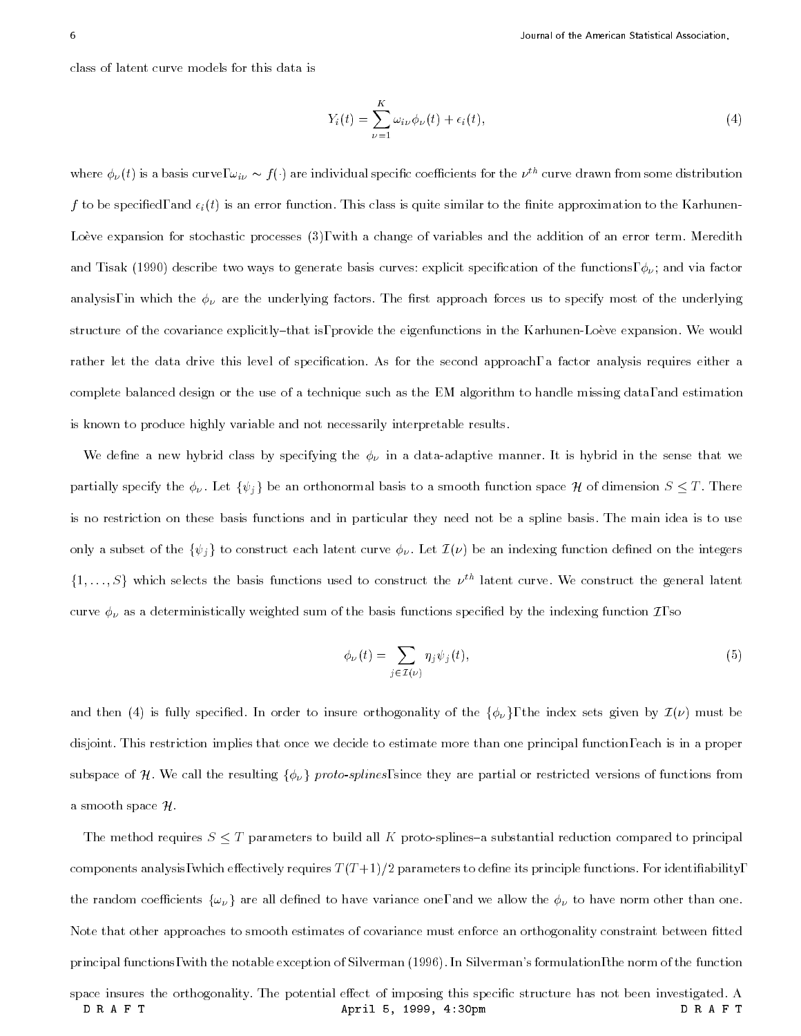class of latent curve models for this data is

$$Y_i(t) = \sum_{\nu=1}^{K} \omega_{i\nu} \phi_\nu(t) + \epsilon_i(t), \tag{4}$$

where $\phi_\nu(t)$ is a basis curve, $\omega_{i\nu} \sim f(\cdot)$ are individual specific coefficients for the $\nu^{th}$ curve drawn from some distribution $f$ to be specified, and $\epsilon_i(t)$ is an error function. This class is quite similar to the finite approximation to the Karhunen-Loève expansion for stochastic processes (3), with a change of variables and the addition of an error term. Meredith and Tisak (1990) describe two ways to generate basis curves: explicit specification of the functions, $\phi_\nu$; and via factor analysis, in which the $\phi_\nu$ are the underlying factors. The first approach forces us to specify most of the underlying structure of the covariance explicitly–that is, provide the eigenfunctions in the Karhunen-Loève expansion. We would rather let the data drive this level of specification. As for the second approach, a factor analysis requires either a complete balanced design or the use of a technique such as the EM algorithm to handle missing data, and estimation is known to produce highly variable and not necessarily interpretable results.

We define a new hybrid class by specifying the $\phi_\nu$ in a data-adaptive manner. It is hybrid in the sense that we partially specify the $\phi_\nu$. Let $\{\psi_j\}$ be an orthonormal basis to a smooth function space $\mathcal{H}$ of dimension $S \leq T$. There is no restriction on these basis functions and in particular they need not be a spline basis. The main idea is to use only a subset of the $\{\psi_j\}$ to construct each latent curve $\phi_\nu$. Let $\mathcal{I}(\nu)$ be an indexing function defined on the integers $\{1, \ldots, S\}$ which selects the basis functions used to construct the $\nu^{th}$ latent curve. We construct the general latent curve $\phi_\nu$ as a deterministically weighted sum of the basis functions specified by the indexing function $\mathcal{I}$, so

$$\phi_\nu(t) = \sum_{j \in \mathcal{I}(\nu)} \eta_j \psi_j(t), \tag{5}$$

and then (4) is fully specified. In order to insure orthogonality of the $\{\phi_\nu\}$, the index sets given by $\mathcal{I}(\nu)$ must be disjoint. This restriction implies that once we decide to estimate more than one principal function, each is in a proper subspace of $\mathcal{H}$. We call the resulting $\{\phi_\nu\}$ *proto-splines*, since they are partial or restricted versions of functions from a smooth space $\mathcal{H}$.

The method requires $S \leq T$ parameters to build all $K$ proto-splines–a substantial reduction compared to principal components analysis, which effectively requires $T(T+1)/2$ parameters to define its principle functions. For identifiability, the random coefficients $\{\omega_\nu\}$ are all defined to have variance one, and we allow the $\phi_\nu$ to have norm other than one. Note that other approaches to smooth estimates of covariance must enforce an orthogonality constraint between fitted principal functions, with the notable exception of Silverman (1996). In Silverman's formulation, the norm of the function space insures the orthogonality. The potential effect of imposing this specific structure has not been investigated. A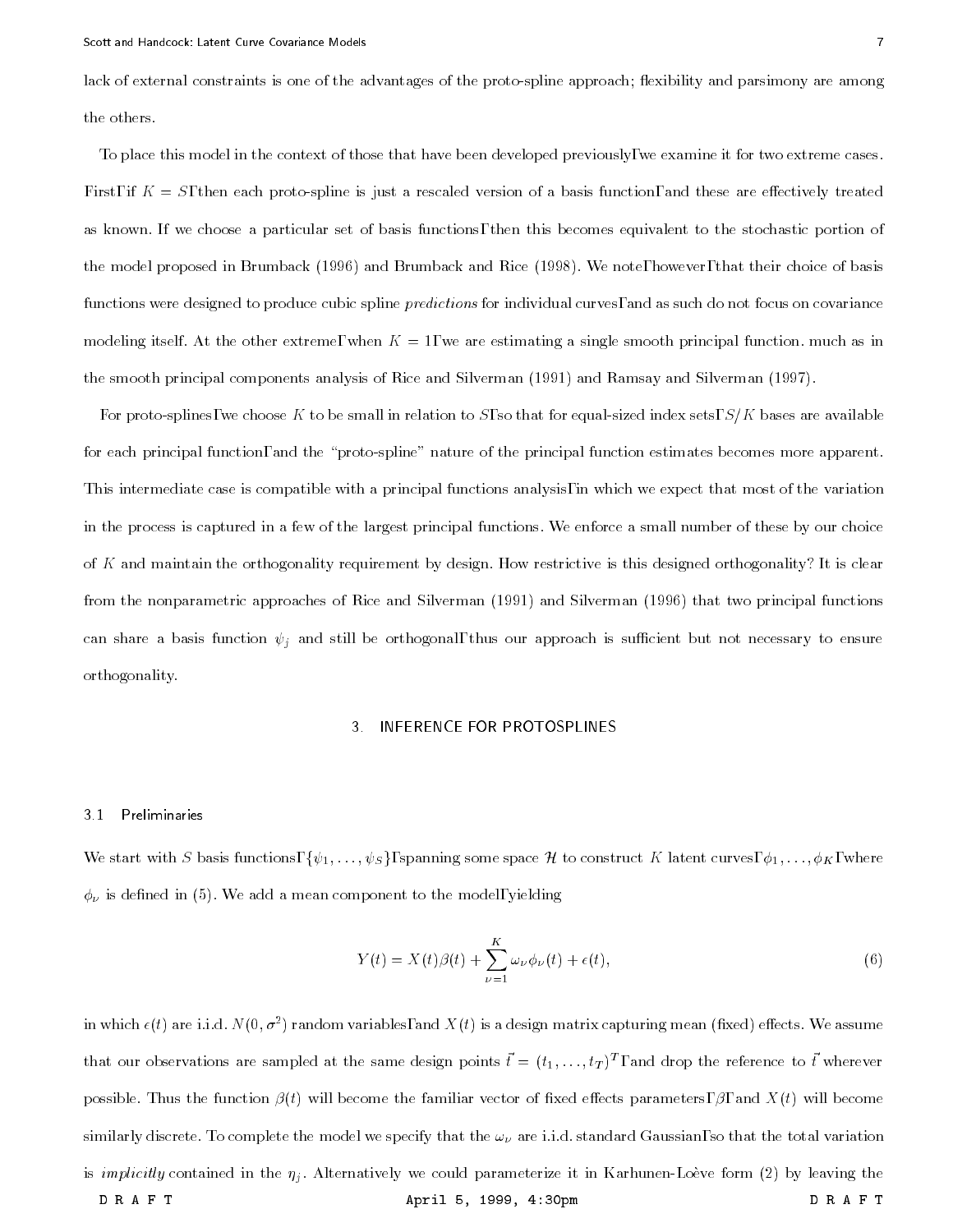lack of external constraints is one of the advantages of the proto-spline approach; flexibility and parsimony are among the others.

To place this model in the context of those that have been developed previously, we examine it for two extreme cases. First, if $K = S$, then each proto-spline is just a rescaled version of a basis function, and these are effectively treated as known. If we choose a particular set of basis functions, then this becomes equivalent to the stochastic portion of the model proposed in Brumback (1996) and Brumback and Rice (1998). We note, however, that their choice of basis functions were designed to produce cubic spline *predictions* for individual curves, and as such do not focus on covariance modeling itself. At the other extreme, when $K = 1$, we are estimating a single smooth principal function. much as in the smooth principal components analysis of Rice and Silverman (1991) and Ramsay and Silverman (1997).

For proto-splines, we choose $K$ to be small in relation to $S$, so that for equal-sized index sets, $S/K$ bases are available for each principal function, and the "proto-spline" nature of the principal function estimates becomes more apparent. This intermediate case is compatible with a principal functions analysis, in which we expect that most of the variation in the process is captured in a few of the largest principal functions. We enforce a small number of these by our choice of $K$ and maintain the orthogonality requirement by design. How restrictive is this designed orthogonality? It is clear from the nonparametric approaches of Rice and Silverman (1991) and Silverman (1996) that two principal functions can share a basis function $\psi_j$ and still be orthogonal, thus our approach is sufficient but not necessary to ensure orthogonality.

## 3. INFERENCE FOR PROTOSPLINES

### 3.1 Preliminaries

We start with $S$ basis functions, $\{\psi_1, \ldots, \psi_S\}$, spanning some space $\mathcal{H}$ to construct $K$ latent curves, $\phi_1, \ldots, \phi_K$, where $\phi_\nu$ is defined in (5). We add a mean component to the model, yielding

$$Y(t) = X(t)\beta(t) + \sum_{\nu=1}^{K} \omega_\nu \phi_\nu(t) + \epsilon(t), \tag{6}$$

in which $\epsilon(t)$ are i.i.d. $N(0, \sigma^2)$ random variables, and $X(t)$ is a design matrix capturing mean (fixed) effects. We assume that our observations are sampled at the same design points $\vec{t} = (t_1, \ldots, t_T)^T$, and drop the reference to $\vec{t}$ wherever possible. Thus the function $\beta(t)$ will become the familiar vector of fixed effects parameters, $\beta$, and $X(t)$ will become similarly discrete. To complete the model we specify that the $\omega_\nu$ are i.i.d. standard Gaussian, so that the total variation is *implicitly* contained in the $\eta_j$. Alternatively we could parameterize it in Karhunen-Loève form (2) by leaving the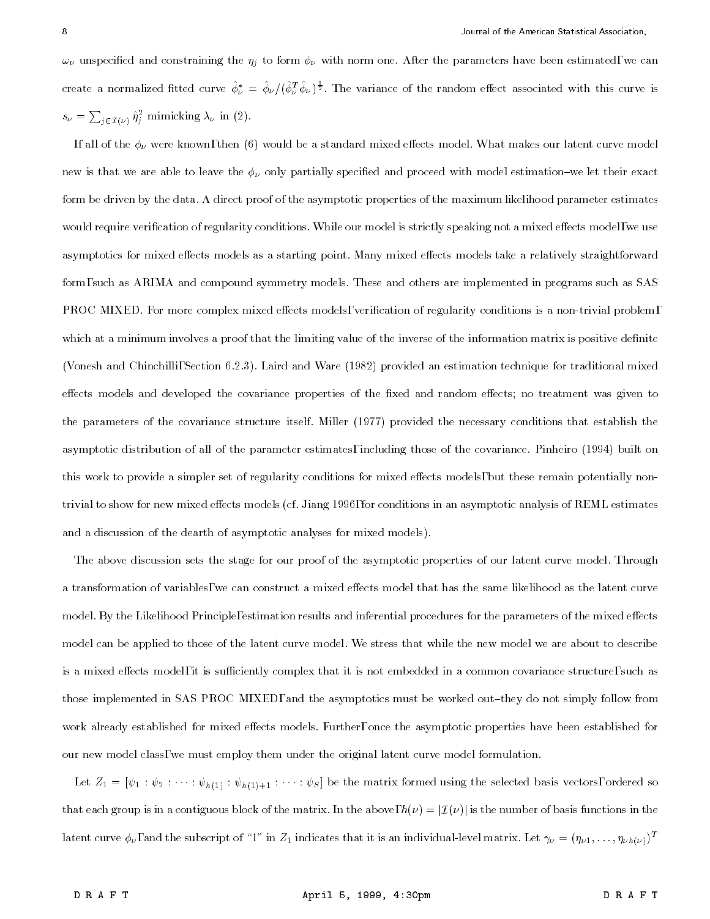$\omega_\nu$ unspecified and constraining the $\eta_j$ to form $\phi_\nu$ with norm one. After the parameters have been estimated, we can create a normalized fitted curve $\hat{\phi}^*_\nu = \hat{\phi}_\nu / (\hat{\phi}^T_\nu \hat{\phi}_\nu)^{\frac{1}{2}}$. The variance of the random effect associated with this curve is $s_\nu = \sum_{j \in \mathcal{I}(\nu)} \hat{\eta}^2_j$ mimicking $\lambda_\nu$ in (2).

If all of the $\phi_\nu$ were known, then (6) would be a standard mixed effects model. What makes our latent curve model new is that we are able to leave the $\phi_\nu$ only partially specified and proceed with model estimation–we let their exact form be driven by the data. A direct proof of the asymptotic properties of the maximum likelihood parameter estimates would require verification of regularity conditions. While our model is strictly speaking not a mixed effects model, we use asymptotics for mixed effects models as a starting point. Many mixed effects models take a relatively straightforward form, such as ARIMA and compound symmetry models. These and others are implemented in programs such as SAS PROC MIXED. For more complex mixed effects models, verification of regularity conditions is a non-trivial problem, which at a minimum involves a proof that the limiting value of the inverse of the information matrix is positive definite (Vonesh and Chinchilli, Section 6.2.3). Laird and Ware (1982) provided an estimation technique for traditional mixed effects models and developed the covariance properties of the fixed and random effects; no treatment was given to the parameters of the covariance structure itself. Miller (1977) provided the necessary conditions that establish the asymptotic distribution of all of the parameter estimates, including those of the covariance. Pinheiro (1994) built on this work to provide a simpler set of regularity conditions for mixed effects models, but these remain potentially non-trivial to show for new mixed effects models (cf. Jiang 1996, for conditions in an asymptotic analysis of REML estimates and a discussion of the dearth of asymptotic analyses for mixed models).

The above discussion sets the stage for our proof of the asymptotic properties of our latent curve model. Through a transformation of variables, we can construct a mixed effects model that has the same likelihood as the latent curve model. By the Likelihood Principle, estimation results and inferential procedures for the parameters of the mixed effects model can be applied to those of the latent curve model. We stress that while the new model we are about to describe is a mixed effects model, it is sufficiently complex that it is not embedded in a common covariance structure, such as those implemented in SAS PROC MIXED, and the asymptotics must be worked out–they do not simply follow from work already established for mixed effects models. Further, once the asymptotic properties have been established for our new model class, we must employ them under the original latent curve model formulation.

Let $Z_1 = [\psi_1 : \psi_2 : \cdots : \psi_{h(1)} : \psi_{h(1)+1} : \cdots : \psi_S]$ be the matrix formed using the selected basis vectors, ordered so that each group is in a contiguous block of the matrix. In the above, $h(\nu) = |\mathcal{I}(\nu)|$ is the number of basis functions in the latent curve $\phi_\nu$, and the subscript of "1" in $Z_1$ indicates that it is an individual-level matrix. Let $\gamma_\nu = (\eta_{\nu 1}, \ldots, \eta_{\nu h(\nu)})^T$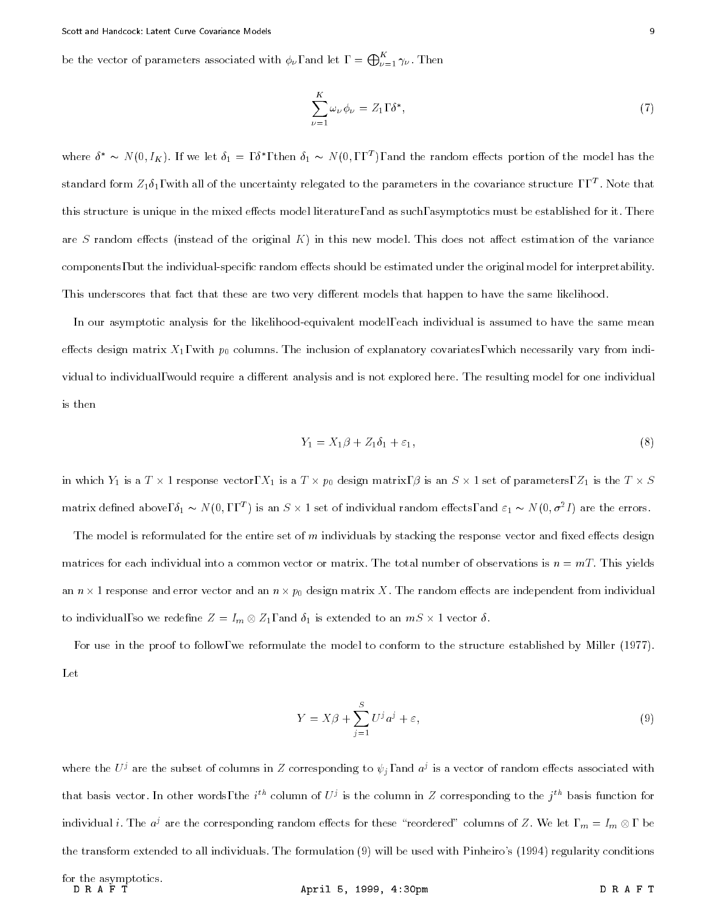be the vector of parameters associated with $\phi_\nu$, and let $\Gamma = \bigoplus_{\nu=1}^{K} \gamma_\nu$. Then

$$\sum_{\nu=1}^{K} \omega_\nu \phi_\nu = Z_1 \Gamma \delta^*, \tag{7}$$

where $\delta^* \sim N(0, I_K)$. If we let $\delta_1 = \Gamma\delta^*$, then $\delta_1 \sim N(0, \Gamma\Gamma^T)$, and the random effects portion of the model has the standard form $Z_1\delta_1$, with all of the uncertainty relegated to the parameters in the covariance structure $\Gamma\Gamma^T$. Note that this structure is unique in the mixed effects model literature, and as such, asymptotics must be established for it. There are $S$ random effects (instead of the original $K$) in this new model. This does not affect estimation of the variance components, but the individual-specific random effects should be estimated under the original model for interpretability. This underscores that fact that these are two very different models that happen to have the same likelihood.

In our asymptotic analysis for the likelihood-equivalent model, each individual is assumed to have the same mean effects design matrix $X_1$, with $p_0$ columns. The inclusion of explanatory covariates, which necessarily vary from individual to individual, would require a different analysis and is not explored here. The resulting model for one individual is then

$$Y_1 = X_1\beta + Z_1\delta_1 + \varepsilon_1, \tag{8}$$

in which $Y_1$ is a $T \times 1$ response vector, $X_1$ is a $T \times p_0$ design matrix, $\beta$ is an $S \times 1$ set of parameters, $Z_1$ is the $T \times S$ matrix defined above, $\delta_1 \sim N(0, \Gamma\Gamma^T)$ is an $S \times 1$ set of individual random effects, and $\varepsilon_1 \sim N(0, \sigma^2 I)$ are the errors.

The model is reformulated for the entire set of $m$ individuals by stacking the response vector and fixed effects design matrices for each individual into a common vector or matrix. The total number of observations is $n = mT$. This yields an $n \times 1$ response and error vector and an $n \times p_0$ design matrix $X$. The random effects are independent from individual to individual, so we redefine $Z = I_m \otimes Z_1$, and $\delta_1$ is extended to an $mS \times 1$ vector $\delta$.

For use in the proof to follow, we reformulate the model to conform to the structure established by Miller (1977). Let

$$Y = X\beta + \sum_{j=1}^{S} U^j a^j + \varepsilon, \tag{9}$$

where the $U^j$ are the subset of columns in $Z$ corresponding to $\psi_j$, and $a^j$ is a vector of random effects associated with that basis vector. In other words, the $i^{th}$ column of $U^j$ is the column in $Z$ corresponding to the $j^{th}$ basis function for individual $i$. The $a^j$ are the corresponding random effects for these "reordered" columns of $Z$. We let $\Gamma_m = I_m \otimes \Gamma$ be the transform extended to all individuals. The formulation (9) will be used with Pinheiro's (1994) regularity conditions for the asymptotics.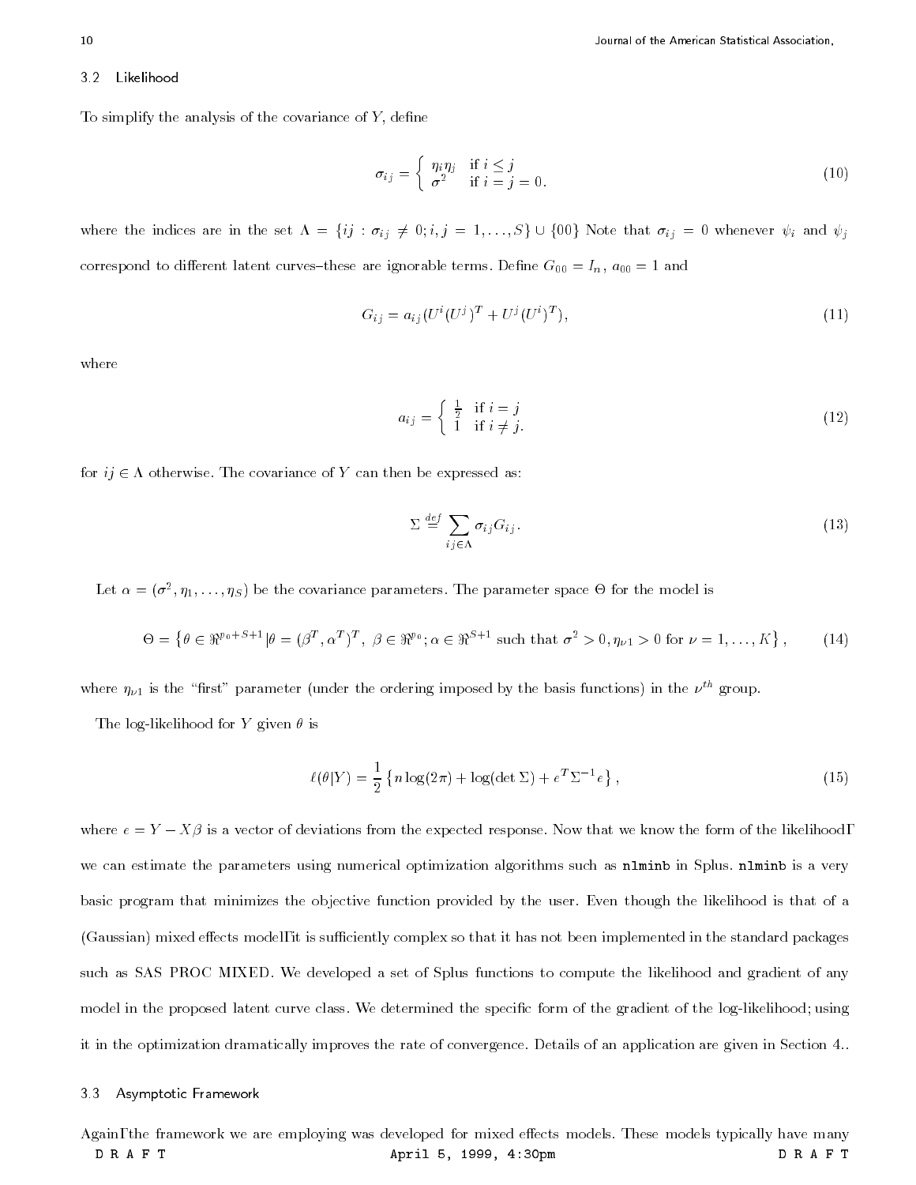### 3.2 Likelihood

To simplify the analysis of the covariance of $Y$, define

$$\sigma_{ij} = \begin{cases} \eta_i \eta_j & \text{if } i \le j \\ \sigma^2 & \text{if } i = j = 0. \end{cases} \tag{10}$$

where the indices are in the set $\Lambda = \{ij : \sigma_{ij} \neq 0; i, j = 1, \ldots, S\} \cup \{00\}$ Note that $\sigma_{ij} = 0$ whenever $\psi_i$ and $\psi_j$ correspond to different latent curves–these are ignorable terms. Define $G_{00} = I_n$, $a_{00} = 1$ and

$$G_{ij} = a_{ij}(U^i (U^j)^T + U^j (U^i)^T), \tag{11}$$

where

$$a_{ij} = \begin{cases} \frac{1}{2} & \text{if } i = j \\ 1 & \text{if } i \neq j. \end{cases} \tag{12}$$

for $ij \in \Lambda$ otherwise. The covariance of $Y$ can then be expressed as:

$$\Sigma \stackrel{def}{=} \sum_{ij \in \Lambda} \sigma_{ij} G_{ij}. \tag{13}$$

Let $\alpha = (\sigma^2, \eta_1, \ldots, \eta_S)$ be the covariance parameters. The parameter space $\Theta$ for the model is

$$\Theta = \left\{ \theta \in \Re^{p_0 + S + 1} | \theta = (\beta^T, \alpha^T)^T, \ \beta \in \Re^{p_0}; \alpha \in \Re^{S+1} \text{ such that } \sigma^2 > 0, \eta_{\nu 1} > 0 \text{ for } \nu = 1, \ldots, K \right\}, \tag{14}$$

where $\eta_{\nu 1}$ is the "first" parameter (under the ordering imposed by the basis functions) in the $\nu^{th}$ group.

The log-likelihood for $Y$ given $\theta$ is

$$\ell(\theta | Y) = \frac{1}{2} \left\{ n \log(2\pi) + \log(\det \Sigma) + e^T \Sigma^{-1} e \right\}, \tag{15}$$

where $e = Y - X\beta$ is a vector of deviations from the expected response. Now that we know the form of the likelihood, we can estimate the parameters using numerical optimization algorithms such as `nlminb` in Splus. `nlminb` is a very basic program that minimizes the objective function provided by the user. Even though the likelihood is that of a (Gaussian) mixed effects model, it is sufficiently complex so that it has not been implemented in the standard packages such as SAS PROC MIXED. We developed a set of Splus functions to compute the likelihood and gradient of any model in the proposed latent curve class. We determined the specific form of the gradient of the log-likelihood; using it in the optimization dramatically improves the rate of convergence. Details of an application are given in Section 4..

### 3.3 Asymptotic Framework

Again, the framework we are employing was developed for mixed effects models. These models typically have many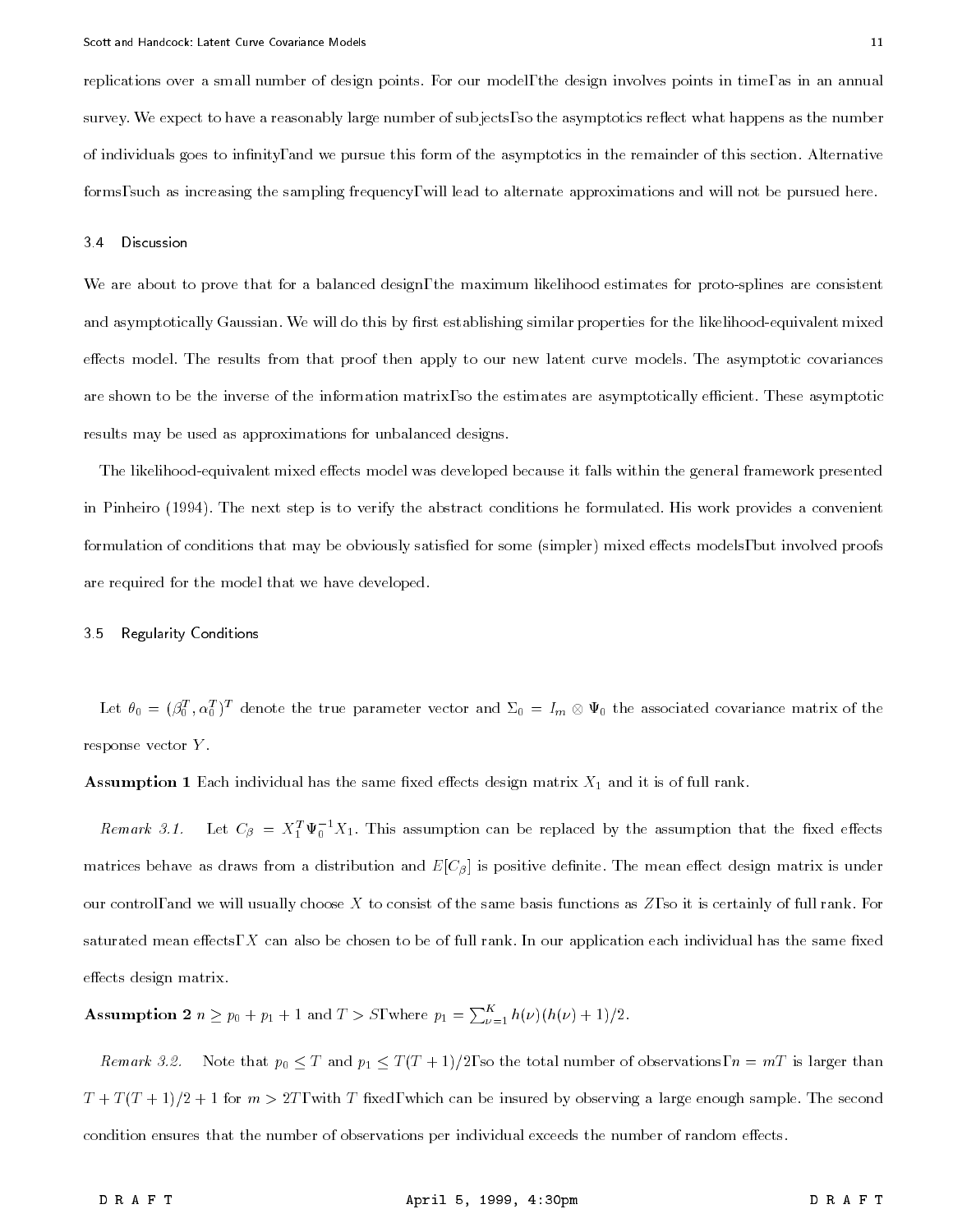replications over a small number of design points. For our model, the design involves points in time, as in an annual survey. We expect to have a reasonably large number of subjects, so the asymptotics reflect what happens as the number of individuals goes to infinity, and we pursue this form of the asymptotics in the remainder of this section. Alternative forms, such as increasing the sampling frequency, will lead to alternate approximations and will not be pursued here.

### 3.4 Discussion

We are about to prove that for a balanced design, the maximum likelihood estimates for proto-splines are consistent and asymptotically Gaussian. We will do this by first establishing similar properties for the likelihood-equivalent mixed effects model. The results from that proof then apply to our new latent curve models. The asymptotic covariances are shown to be the inverse of the information matrix, so the estimates are asymptotically efficient. These asymptotic results may be used as approximations for unbalanced designs.

The likelihood-equivalent mixed effects model was developed because it falls within the general framework presented in Pinheiro (1994). The next step is to verify the abstract conditions he formulated. His work provides a convenient formulation of conditions that may be obviously satisfied for some (simpler) mixed effects models, but involved proofs are required for the model that we have developed.

### 3.5 Regularity Conditions

Let $\theta_0 = (\beta_0^T, \alpha_0^T)^T$ denote the true parameter vector and $\Sigma_0 = I_m \otimes \Psi_0$ the associated covariance matrix of the response vector $Y$.

**Assumption 1** Each individual has the same fixed effects design matrix $X_1$ and it is of full rank.

*Remark 3.1.* Let $C_\beta = X_1^T \Psi_0^{-1} X_1$. This assumption can be replaced by the assumption that the fixed effects matrices behave as draws from a distribution and $E[C_\beta]$ is positive definite. The mean effect design matrix is under our control, and we will usually choose $X$ to consist of the same basis functions as $Z$, so it is certainly of full rank. For saturated mean effects, $X$ can also be chosen to be of full rank. In our application each individual has the same fixed effects design matrix.

**Assumption 2** $n \geq p_0 + p_1 + 1$ and $T > S$, where $p_1 = \sum_{\nu=1}^{K} h(\nu)(h(\nu)+1)/2$.

*Remark 3.2.* Note that $p_0 \leq T$ and $p_1 \leq T(T+1)/2$, so the total number of observations, $n = mT$ is larger than $T + T(T+1)/2 + 1$ for $m > 2T$, with $T$ fixed, which can be insured by observing a large enough sample. The second condition ensures that the number of observations per individual exceeds the number of random effects.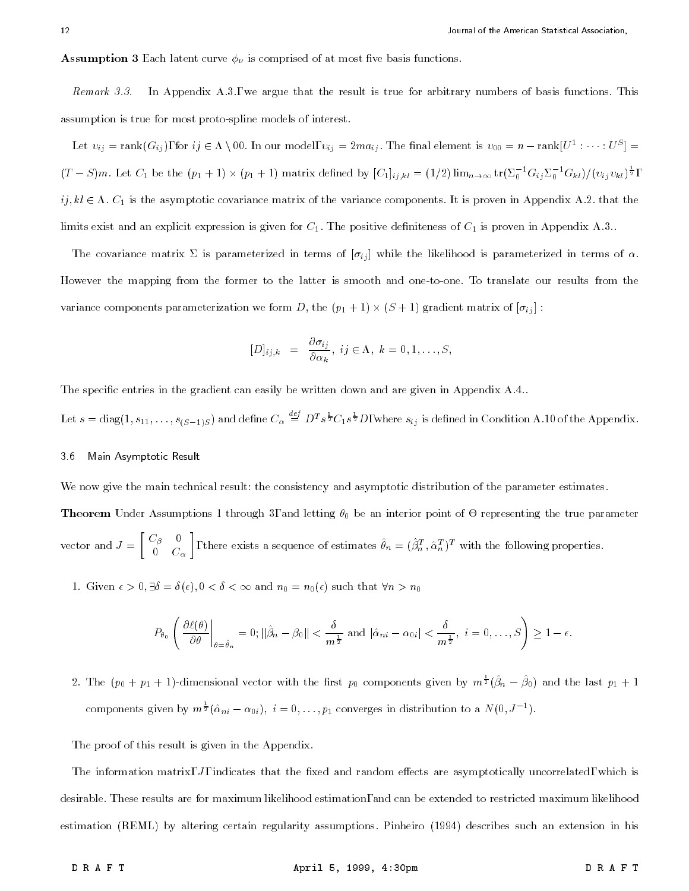**Assumption 3** Each latent curve $\phi_\nu$ is comprised of at most five basis functions.

*Remark 3.3.* In Appendix A.3., we argue that the result is true for arbitrary numbers of basis functions. This assumption is true for most proto-spline models of interest.

Let $\upsilon_{ij} = \text{rank}(G_{ij})$, for $ij \in \Lambda \setminus 00$. In our model, $\upsilon_{ij} = 2ma_{ij}$. The final element is $\upsilon_{00} = n - \text{rank}[U^1 : \cdots : U^S] = (T-S)m$. Let $C_1$ be the $(p_1+1)\times(p_1+1)$ matrix defined by $[C_1]_{ij,kl} = (1/2)\lim_{n\to\infty} \text{tr}(\Sigma_0^{-1}G_{ij}\Sigma_0^{-1}G_{kl})/(\upsilon_{ij}\upsilon_{kl})^{\frac{1}{2}}$, $ij, kl \in \Lambda$. $C_1$ is the asymptotic covariance matrix of the variance components. It is proven in Appendix A.2. that the limits exist and an explicit expression is given for $C_1$. The positive definiteness of $C_1$ is proven in Appendix A.3..

The covariance matrix $\Sigma$ is parameterized in terms of $[\sigma_{ij}]$ while the likelihood is parameterized in terms of $\alpha$. However the mapping from the former to the latter is smooth and one-to-one. To translate our results from the variance components parameterization we form $D$, the $(p_1+1)\times(S+1)$ gradient matrix of $[\sigma_{ij}]$ :

$$[D]_{ij,k} = \frac{\partial \sigma_{ij}}{\partial \alpha_k}, \; ij \in \Lambda, \; k = 0, 1, \ldots, S,$$

The specific entries in the gradient can easily be written down and are given in Appendix A.4..

Let $s = \text{diag}(1, s_{11}, \ldots, s_{(S-1)S})$ and define $C_\alpha \stackrel{def}{=} D^T s^{\frac{1}{2}} C_1 s^{\frac{1}{2}} D$, where $s_{ij}$ is defined in Condition A.10 of the Appendix.

### 3.6 Main Asymptotic Result

We now give the main technical result: the consistency and asymptotic distribution of the parameter estimates.

**Theorem** Under Assumptions 1 through 3, and letting $\theta_0$ be an interior point of $\Theta$ representing the true parameter vector and $J = \begin{bmatrix} C_\beta & 0 \\ 0 & C_\alpha \end{bmatrix}$, there exists a sequence of estimates $\hat{\theta}_n = (\hat{\beta}_n^T, \hat{\alpha}_n^T)^T$ with the following properties.

1. Given $\epsilon > 0, \exists \delta = \delta(\epsilon), 0 < \delta < \infty$ and $n_0 = n_0(\epsilon)$ such that $\forall n > n_0$

$$P_{\theta_0}\left( \left.\frac{\partial \ell(\theta)}{\partial \theta}\right|_{\theta=\hat{\theta}_n} = 0; ||\hat{\beta}_n - \beta_0|| < \frac{\delta}{m^{\frac{1}{2}}} \text{ and } |\hat{\alpha}_{ni} - \alpha_{0i}| < \frac{\delta}{m^{\frac{1}{2}}},\; i = 0, \ldots, S \right) \geq 1 - \epsilon.$$

2. The $(p_0 + p_1 + 1)$-dimensional vector with the first $p_0$ components given by $m^{\frac{1}{2}}(\hat{\beta}_n - \hat{\beta}_0)$ and the last $p_1 + 1$ components given by $m^{\frac{1}{2}}(\hat{\alpha}_{ni} - \alpha_{0i}),\; i = 0, \ldots, p_1$ converges in distribution to a $N(0, J^{-1})$.

The proof of this result is given in the Appendix.

The information matrix, $J$, indicates that the fixed and random effects are asymptotically uncorrelated, which is desirable. These results are for maximum likelihood estimation, and can be extended to restricted maximum likelihood estimation (REML) by altering certain regularity assumptions. Pinheiro (1994) describes such an extension in his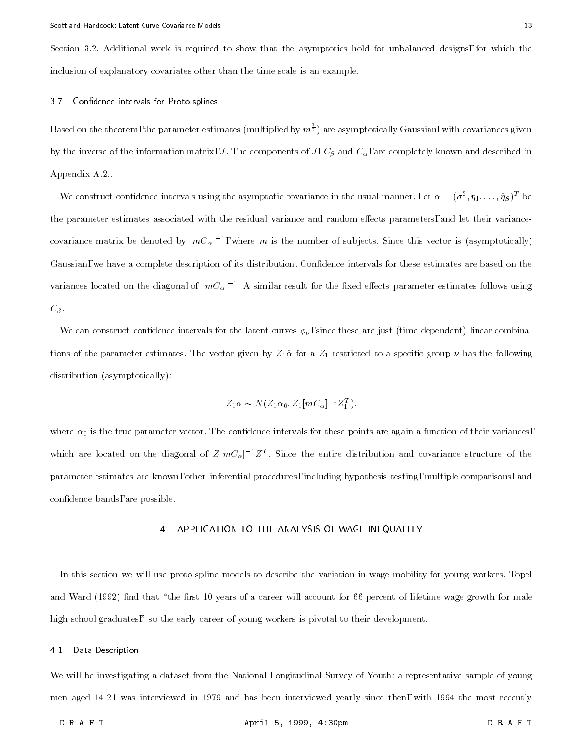Section 3.2. Additional work is required to show that the asymptotics hold for unbalanced designs, for which the inclusion of explanatory covariates other than the time scale is an example.

### 3.7 Confidence intervals for Proto-splines

Based on the theorem, the parameter estimates (multiplied by $m^{\frac{1}{2}}$) are asymptotically Gaussian, with covariances given by the inverse of the information matrix, $J$. The components of $J$, $C_\beta$ and $C_\alpha$, are completely known and described in Appendix A.2..

We construct confidence intervals using the asymptotic covariance in the usual manner. Let $\hat{\alpha} = (\hat{\sigma}^2, \hat{\eta}_1, \ldots, \hat{\eta}_S)^T$ be the parameter estimates associated with the residual variance and random effects parameters, and let their variance-covariance matrix be denoted by $[mC_\alpha]^{-1}$, where $m$ is the number of subjects. Since this vector is (asymptotically) Gaussian, we have a complete description of its distribution. Confidence intervals for these estimates are based on the variances located on the diagonal of $[mC_\alpha]^{-1}$. A similar result for the fixed effects parameter estimates follows using $C_\beta$.

We can construct confidence intervals for the latent curves $\phi_\nu$, since these are just (time-dependent) linear combinations of the parameter estimates. The vector given by $Z_1\hat{\alpha}$ for a $Z_1$ restricted to a specific group $\nu$ has the following distribution (asymptotically):

$$Z_1\hat{\alpha} \sim N(Z_1\alpha_0, Z_1[mC_\alpha]^{-1}Z_1^T),$$

where $\alpha_0$ is the true parameter vector. The confidence intervals for these points are again a function of their variances, which are located on the diagonal of $Z[mC_\alpha]^{-1}Z^T$. Since the entire distribution and covariance structure of the parameter estimates are known, other inferential procedures, including hypothesis testing, multiple comparisons, and confidence bands, are possible.

## 4. APPLICATION TO THE ANALYSIS OF WAGE INEQUALITY

In this section we will use proto-spline models to describe the variation in wage mobility for young workers. Topel and Ward (1992) find that "the first 10 years of a career will account for 66 percent of lifetime wage growth for male high school graduates," so the early career of young workers is pivotal to their development.

### 4.1 Data Description

We will be investigating a dataset from the National Longitudinal Survey of Youth: a representative sample of young men aged 14-21 was interviewed in 1979 and has been interviewed yearly since then, with 1994 the most recently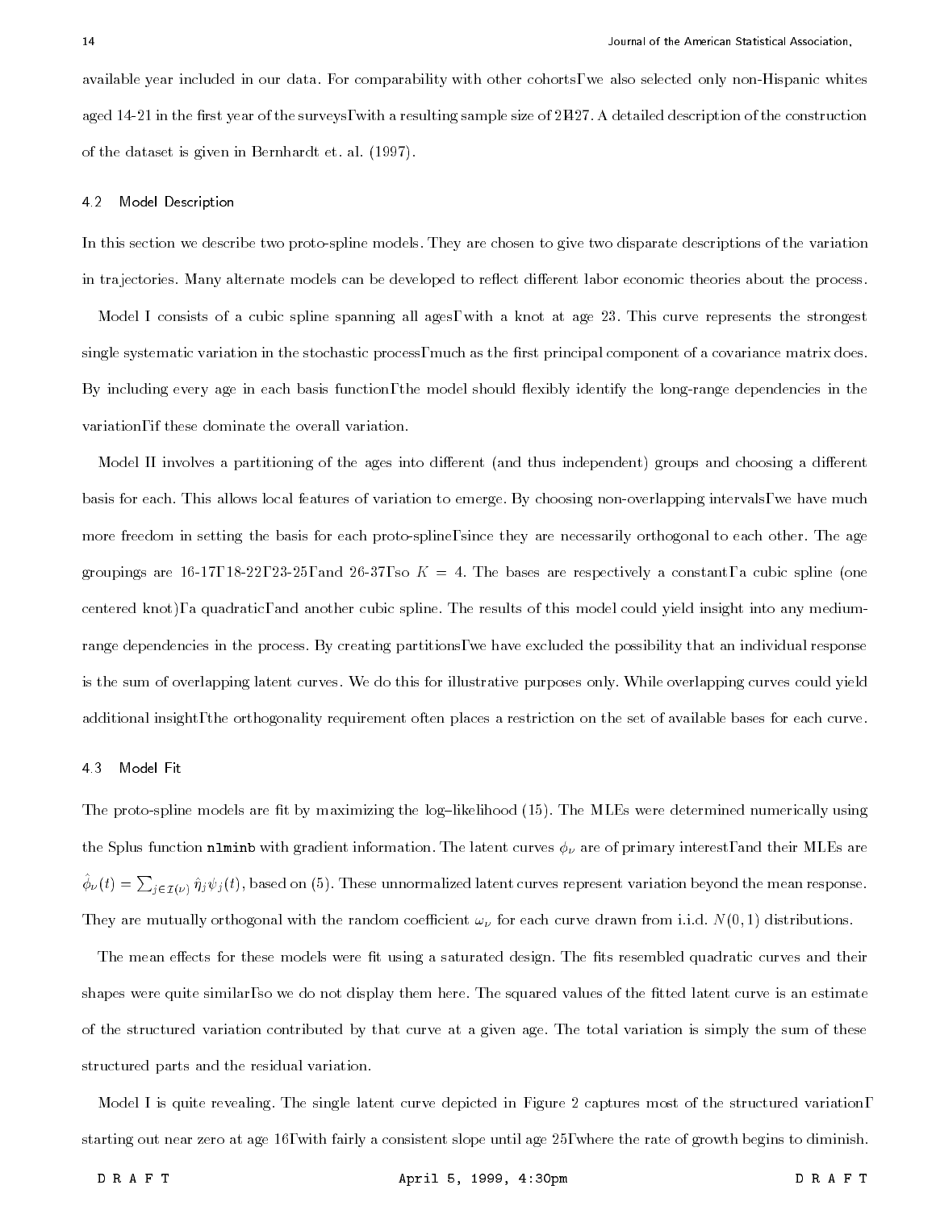available year included in our data. For comparability with other cohorts, we also selected only non-Hispanic whites aged 14-21 in the first year of the surveys, with a resulting sample size of 2,427. A detailed description of the construction of the dataset is given in Bernhardt et. al. (1997).

### 4.2 Model Description

In this section we describe two proto-spline models. They are chosen to give two disparate descriptions of the variation in trajectories. Many alternate models can be developed to reflect different labor economic theories about the process.

Model I consists of a cubic spline spanning all ages, with a knot at age 23. This curve represents the strongest single systematic variation in the stochastic process, much as the first principal component of a covariance matrix does. By including every age in each basis function, the model should flexibly identify the long-range dependencies in the variation, if these dominate the overall variation.

Model II involves a partitioning of the ages into different (and thus independent) groups and choosing a different basis for each. This allows local features of variation to emerge. By choosing non-overlapping intervals, we have much more freedom in setting the basis for each proto-spline, since they are necessarily orthogonal to each other. The age groupings are 16-17, 18-22, 23-25, and 26-37, so $K = 4$. The bases are respectively a constant, a cubic spline (one centered knot), a quadratic, and another cubic spline. The results of this model could yield insight into any medium-range dependencies in the process. By creating partitions, we have excluded the possibility that an individual response is the sum of overlapping latent curves. We do this for illustrative purposes only. While overlapping curves could yield additional insight, the orthogonality requirement often places a restriction on the set of available bases for each curve.

### 4.3 Model Fit

The proto-spline models are fit by maximizing the log–likelihood (15). The MLEs were determined numerically using the Splus function `nlminb` with gradient information. The latent curves $\phi_\nu$ are of primary interest, and their MLEs are $\hat{\phi}_\nu(t) = \sum_{j \in \mathcal{I}(\nu)} \hat{\eta}_j \psi_j(t)$, based on (5). These unnormalized latent curves represent variation beyond the mean response. They are mutually orthogonal with the random coefficient $\omega_\nu$ for each curve drawn from i.i.d. $N(0,1)$ distributions.

The mean effects for these models were fit using a saturated design. The fits resembled quadratic curves and their shapes were quite similar, so we do not display them here. The squared values of the fitted latent curve is an estimate of the structured variation contributed by that curve at a given age. The total variation is simply the sum of these structured parts and the residual variation.

Model I is quite revealing. The single latent curve depicted in Figure 2 captures most of the structured variation, starting out near zero at age 16, with fairly a consistent slope until age 25, where the rate of growth begins to diminish.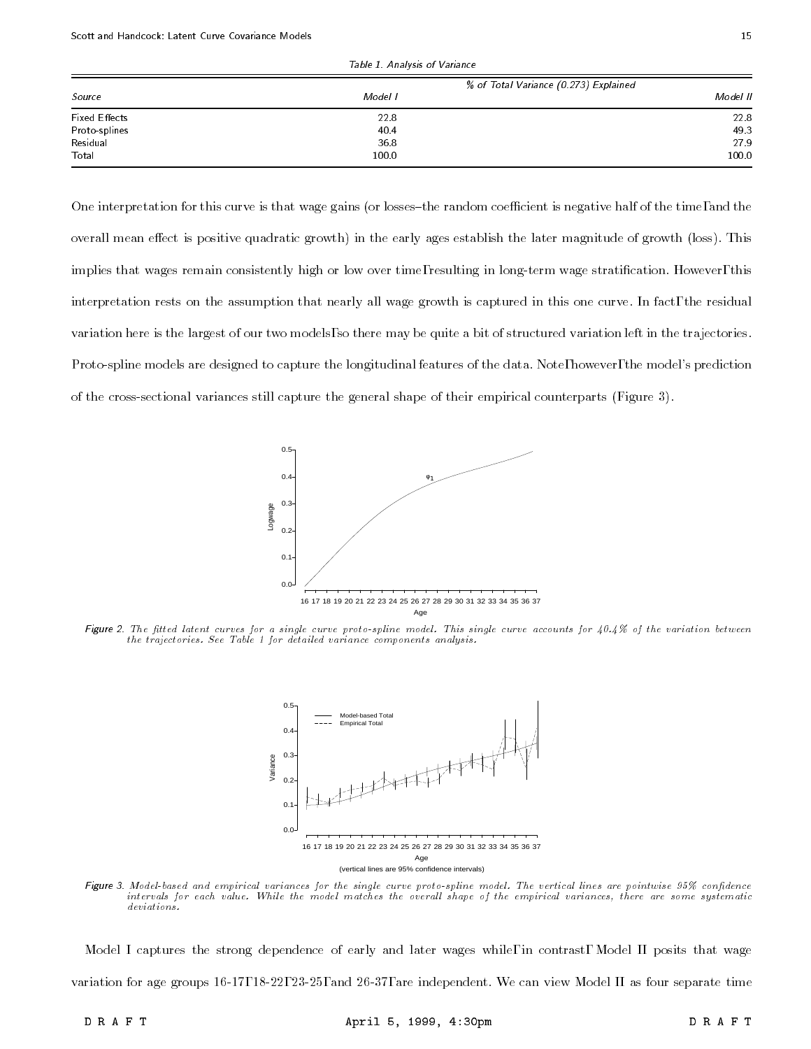Table 1. Analysis of Variance

| Source | % of Total Variance (0.273) Explained Model I | Model II |
|---|---|---|
| Fixed Effects | 22.8 | 22.8 |
| Proto-splines | 40.4 | 49.3 |
| Residual | 36.8 | 27.9 |
| Total | 100.0 | 100.0 |

One interpretation for this curve is that wage gains (or losses–the random coefficient is negative half of the time, and the overall mean effect is positive quadratic growth) in the early ages establish the later magnitude of growth (loss). This implies that wages remain consistently high or low over time, resulting in long-term wage stratification. However, this interpretation rests on the assumption that nearly all wage growth is captured in this one curve. In fact, the residual variation here is the largest of our two models, so there may be quite a bit of structured variation left in the trajectories. Proto-spline models are designed to capture the longitudinal features of the data. Note, however, the model's prediction of the cross-sectional variances still capture the general shape of their empirical counterparts (Figure 3).

*Figure 2. The fitted latent curves for a single curve proto-spline model. This single curve accounts for 40.4% of the variation between the trajectories. See Table 1 for detailed variance components analysis.*

*Figure 3. Model-based and empirical variances for the single curve proto-spline model. The vertical lines are pointwise 95% confidence intervals for each value. While the model matches the overall shape of the empirical variances, there are some systematic deviations.*

Model I captures the strong dependence of early and later wages while, in contrast, Model II posits that wage variation for age groups 16-17, 18-22, 23-25, and 26-37, are independent. We can view Model II as four separate time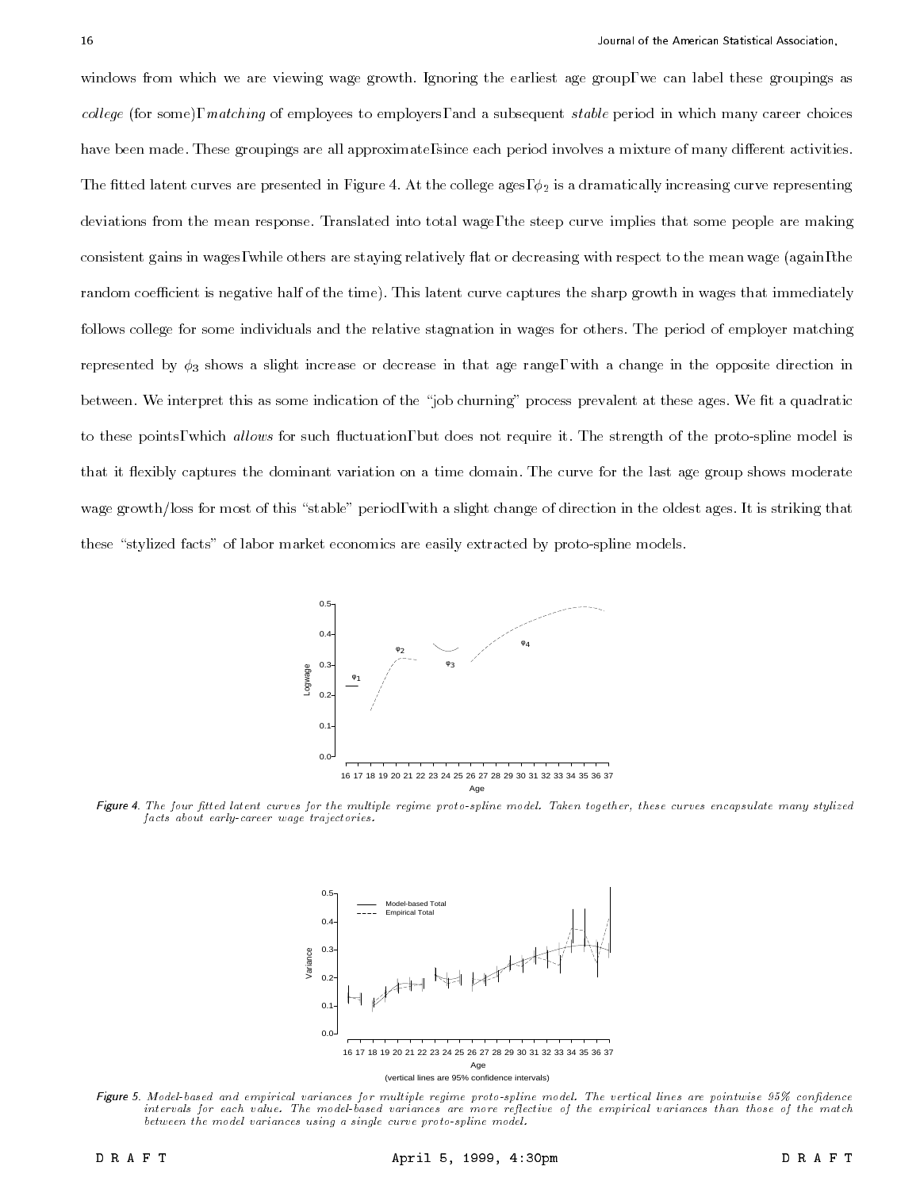windows from which we are viewing wage growth. Ignoring the earliest age group, we can label these groupings as *college* (for some), *matching* of employees to employers, and a subsequent *stable* period in which many career choices have been made. These groupings are all approximate, since each period involves a mixture of many different activities. The fitted latent curves are presented in Figure 4. At the college ages, $\phi_2$ is a dramatically increasing curve representing deviations from the mean response. Translated into total wage, the steep curve implies that some people are making consistent gains in wages, while others are staying relatively flat or decreasing with respect to the mean wage (again, the random coefficient is negative half of the time). This latent curve captures the sharp growth in wages that immediately follows college for some individuals and the relative stagnation in wages for others. The period of employer matching represented by $\phi_3$ shows a slight increase or decrease in that age range, with a change in the opposite direction in between. We interpret this as some indication of the "job churning" process prevalent at these ages. We fit a quadratic to these points, which *allows* for such fluctuation, but does not require it. The strength of the proto-spline model is that it flexibly captures the dominant variation on a time domain. The curve for the last age group shows moderate wage growth/loss for most of this "stable" period, with a slight change of direction in the oldest ages. It is striking that these "stylized facts" of labor market economics are easily extracted by proto-spline models.

*Figure 4. The four fitted latent curves for the multiple regime proto-spline model. Taken together, these curves encapsulate many stylized facts about early-career wage trajectories.*

*Figure 5. Model-based and empirical variances for multiple regime proto-spline model. The vertical lines are pointwise 95% confidence intervals for each value. The model-based variances are more reflective of the empirical variances than those of the match between the model variances using a single curve proto-spline model.*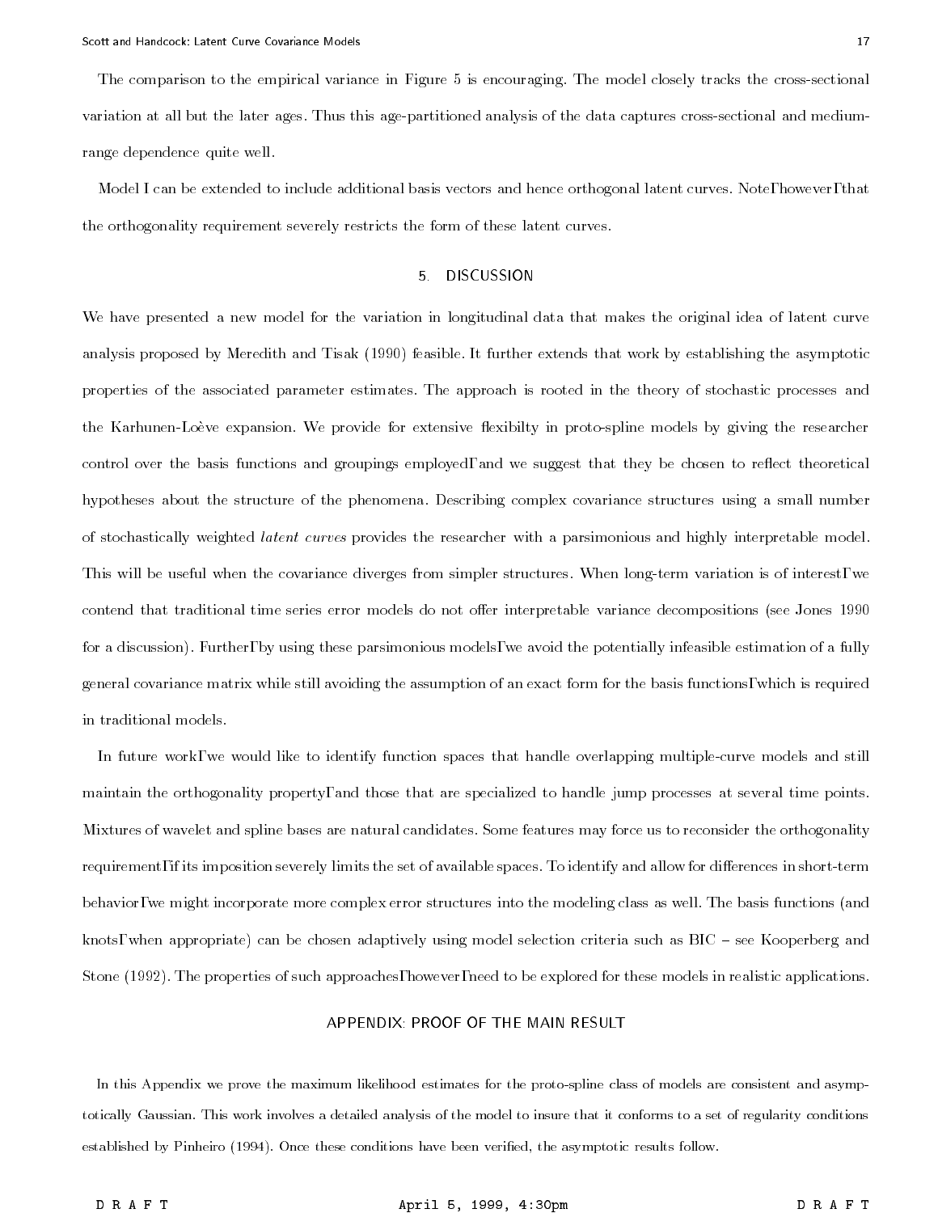The comparison to the empirical variance in Figure 5 is encouraging. The model closely tracks the cross-sectional variation at all but the later ages. Thus this age-partitioned analysis of the data captures cross-sectional and medium-range dependence quite well.

Model I can be extended to include additional basis vectors and hence orthogonal latent curves. Note, however, that the orthogonality requirement severely restricts the form of these latent curves.

## 5. DISCUSSION

We have presented a new model for the variation in longitudinal data that makes the original idea of latent curve analysis proposed by Meredith and Tisak (1990) feasible. It further extends that work by establishing the asymptotic properties of the associated parameter estimates. The approach is rooted in the theory of stochastic processes and the Karhunen-Loève expansion. We provide for extensive flexibilty in proto-spline models by giving the researcher control over the basis functions and groupings employed, and we suggest that they be chosen to reflect theoretical hypotheses about the structure of the phenomena. Describing complex covariance structures using a small number of stochastically weighted *latent curves* provides the researcher with a parsimonious and highly interpretable model. This will be useful when the covariance diverges from simpler structures. When long-term variation is of interest, we contend that traditional time series error models do not offer interpretable variance decompositions (see Jones 1990 for a discussion). Further, by using these parsimonious models, we avoid the potentially infeasible estimation of a fully general covariance matrix while still avoiding the assumption of an exact form for the basis functions, which is required in traditional models.

In future work, we would like to identify function spaces that handle overlapping multiple-curve models and still maintain the orthogonality property, and those that are specialized to handle jump processes at several time points. Mixtures of wavelet and spline bases are natural candidates. Some features may force us to reconsider the orthogonality requirement, if its imposition severely limits the set of available spaces. To identify and allow for differences in short-term behavior, we might incorporate more complex error structures into the modeling class as well. The basis functions (and knots, when appropriate) can be chosen adaptively using model selection criteria such as BIC – see Kooperberg and Stone (1992). The properties of such approaches, however, need to be explored for these models in realistic applications.

## APPENDIX: PROOF OF THE MAIN RESULT

In this Appendix we prove the maximum likelihood estimates for the proto-spline class of models are consistent and asymptotically Gaussian. This work involves a detailed analysis of the model to insure that it conforms to a set of regularity conditions established by Pinheiro (1994). Once these conditions have been verified, the asymptotic results follow.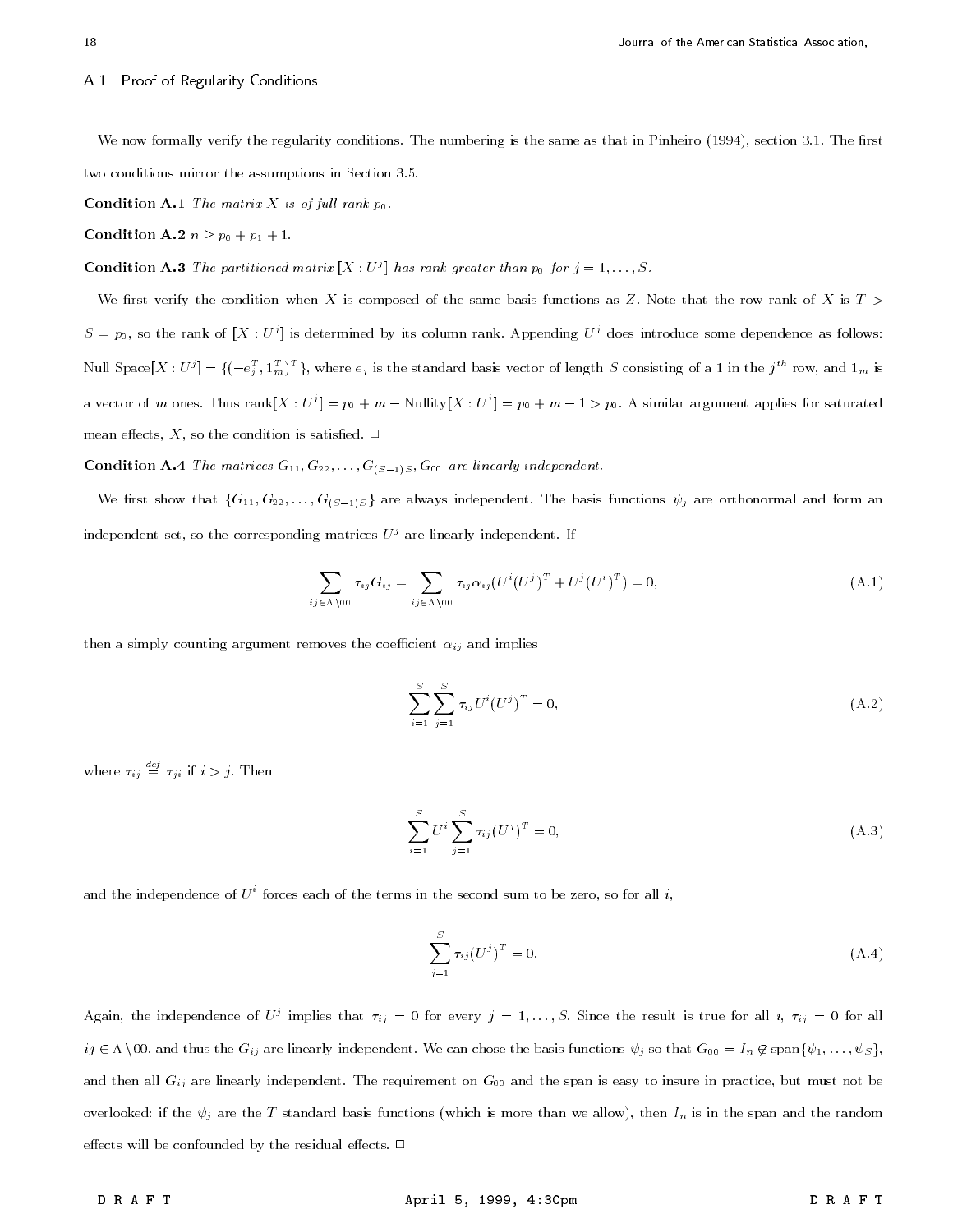### A.1 Proof of Regularity Conditions

We now formally verify the regularity conditions. The numbering is the same as that in Pinheiro (1994), section 3.1. The first two conditions mirror the assumptions in Section 3.5.

**Condition A.1** *The matrix $X$ is of full rank $p_0$.*

**Condition A.2** $n \geq p_0 + p_1 + 1$.

**Condition A.3** *The partitioned matrix $[X : U^j]$ has rank greater than $p_0$ for $j = 1, \ldots, S$.*

We first verify the condition when $X$ is composed of the same basis functions as $Z$. Note that the row rank of $X$ is $T > S = p_0$, so the rank of $[X : U^j]$ is determined by its column rank. Appending $U^j$ does introduce some dependence as follows: Null Space$[X : U^j] = \{(-e_j^T, 1_m^T)^T\}$, where $e_j$ is the standard basis vector of length $S$ consisting of a 1 in the $j^{th}$ row, and $1_m$ is a vector of $m$ ones. Thus rank$[X : U^j] = p_0 + m - \text{Nullity}[X : U^j] = p_0 + m - 1 > p_0$. A similar argument applies for saturated mean effects, $X$, so the condition is satisfied. □

**Condition A.4** *The matrices $G_{11}, G_{22}, \ldots, G_{(S-1)S}, G_{00}$ are linearly independent.*

We first show that $\{G_{11}, G_{22}, \ldots, G_{(S-1)S}\}$ are always independent. The basis functions $\psi_j$ are orthonormal and form an independent set, so the corresponding matrices $U^j$ are linearly independent. If

$$\sum_{ij \in \Lambda \setminus 00} \tau_{ij} G_{ij} = \sum_{ij \in \Lambda \setminus 00} \tau_{ij} \alpha_{ij} (U^i (U^j)^T + U^j (U^i)^T) = 0, \tag{A.1}$$

then a simply counting argument removes the coefficient $\alpha_{ij}$ and implies

$$\sum_{i=1}^{S} \sum_{j=1}^{S} \tau_{ij} U^i (U^j)^T = 0, \tag{A.2}$$

where $\tau_{ij} \stackrel{def}{=} \tau_{ji}$ if $i > j$. Then

$$\sum_{i=1}^{S} U^i \sum_{j=1}^{S} \tau_{ij} (U^j)^T = 0, \tag{A.3}$$

and the independence of $U^i$ forces each of the terms in the second sum to be zero, so for all $i$,

$$\sum_{j=1}^{S} \tau_{ij} (U^j)^T = 0. \tag{A.4}$$

Again, the independence of $U^j$ implies that $\tau_{ij} = 0$ for every $j = 1, \ldots, S$. Since the result is true for all $i$, $\tau_{ij} = 0$ for all $ij \in \Lambda \setminus 00$, and thus the $G_{ij}$ are linearly independent. We can chose the basis functions $\psi_j$ so that $G_{00} = I_n \not\in \text{span}\{\psi_1, \ldots, \psi_S\}$, and then all $G_{ij}$ are linearly independent. The requirement on $G_{00}$ and the span is easy to insure in practice, but must not be overlooked: if the $\psi_j$ are the $T$ standard basis functions (which is more than we allow), then $I_n$ is in the span and the random effects will be confounded by the residual effects. □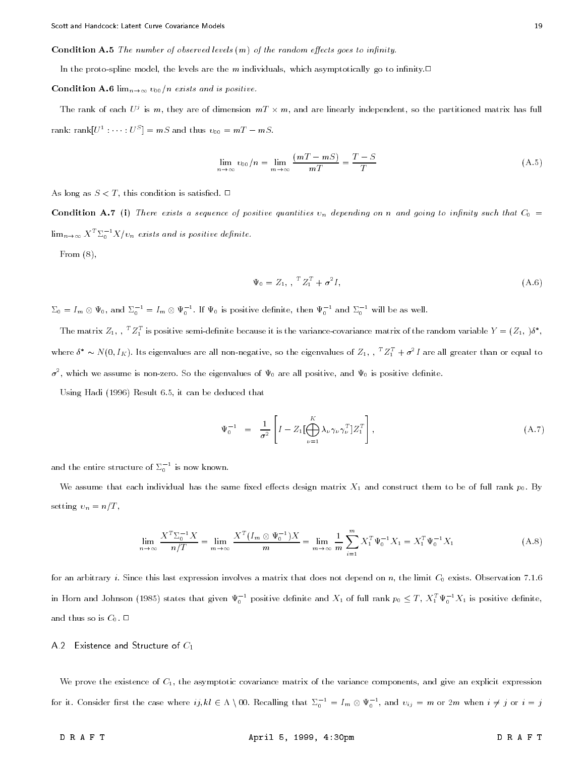**Condition A.5** *The number of observed levels (m) of the random effects goes to infinity.*

In the proto-spline model, the levels are the $m$ individuals, which asymptotically go to infinity.□

**Condition A.6** *$\lim_{n\to\infty} \upsilon_{00}/n$ exists and is positive.*

The rank of each $U^j$ is $m$, they are of dimension $mT \times m$, and are linearly independent, so the partitioned matrix has full rank: $\text{rank}[U^1 : \cdots : U^S] = mS$ and thus $\upsilon_{00} = mT - mS$.

$$\lim_{n\to\infty} \upsilon_{00}/n = \lim_{m\to\infty} \frac{(mT - mS)}{mT} = \frac{T - S}{T} \tag{A.5}$$

As long as $S < T$, this condition is satisfied. □

**Condition A.7** **(i)** *There exists a sequence of positive quantities $\upsilon_n$ depending on $n$ and going to infinity such that $C_0 = \lim_{n\to\infty} X^T \Sigma_0^{-1} X/\upsilon_n$ exists and is positive definite.*

From (8),

$$\Psi_0 = Z_1 \Gamma \Gamma^T Z_1^T + \sigma^2 I, \tag{A.6}$$

$\Sigma_0 = I_m \otimes \Psi_0$, and $\Sigma_0^{-1} = I_m \otimes \Psi_0^{-1}$. If $\Psi_0$ is positive definite, then $\Psi_0^{-1}$ and $\Sigma_0^{-1}$ will be as well.

The matrix $Z_1 \Gamma \Gamma^T Z_1^T$ is positive semi-definite because it is the variance-covariance matrix of the random variable $Y = (Z_1 \Gamma)\delta^*$, where $\delta^* \sim N(0, I_K)$. Its eigenvalues are all non-negative, so the eigenvalues of $Z_1 \Gamma \Gamma^T Z_1^T + \sigma^2 I$ are all greater than or equal to $\sigma^2$, which we assume is non-zero. So the eigenvalues of $\Psi_0$ are all positive, and $\Psi_0$ is positive definite.

Using Hadi (1996) Result 6.5, it can be deduced that

$$\Psi_0^{-1} = \frac{1}{\sigma^2}\left[ I - Z_1 [\bigoplus_{\nu=1}^{K} \lambda_\nu \gamma_\nu \gamma_\nu^T] Z_1^T \right], \tag{A.7}$$

and the entire structure of $\Sigma_0^{-1}$ is now known.

We assume that each individual has the same fixed effects design matrix $X_1$ and construct them to be of full rank $p_0$. By setting $\upsilon_n = n/T$,

$$\lim_{n\to\infty} \frac{X^T \Sigma_0^{-1} X}{n/T} = \lim_{m\to\infty} \frac{X^T (I_m \otimes \Psi_0^{-1}) X}{m} = \lim_{m\to\infty} \frac{1}{m} \sum_{i=1}^{m} X_1^T \Psi_0^{-1} X_1 = X_1^T \Psi_0^{-1} X_1 \tag{A.8}$$

for an arbitrary $i$. Since this last expression involves a matrix that does not depend on $n$, the limit $C_0$ exists. Observation 7.1.6 in Horn and Johnson (1985) states that given $\Psi_0^{-1}$ positive definite and $X_1$ of full rank $p_0 \leq T$, $X_1^T \Psi_0^{-1} X_1$ is positive definite, and thus so is $C_0$. □

### A.2 Existence and Structure of $C_1$

We prove the existence of $C_1$, the asymptotic covariance matrix of the variance components, and give an explicit expression for it. Consider first the case where $ij, kl \in \Lambda \setminus 00$. Recalling that $\Sigma_0^{-1} = I_m \otimes \Psi_0^{-1}$, and $\upsilon_{ij} = m$ or $2m$ when $i \neq j$ or $i = j$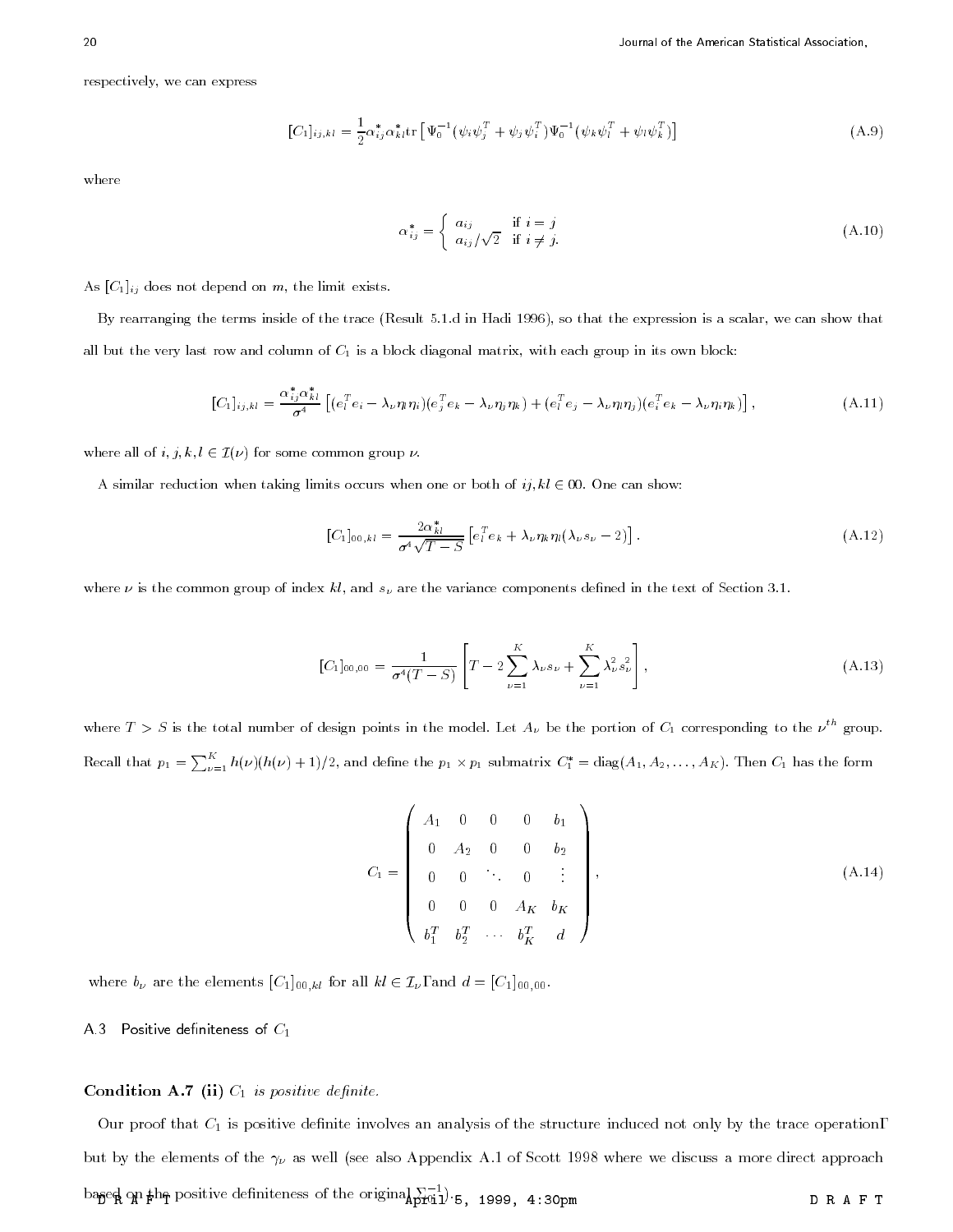respectively, we can express

$$[C_1]_{ij,kl} = \frac{1}{2}\alpha^*_{ij}\alpha^*_{kl}\mathrm{tr}\left[\Psi_0^{-1}(\psi_i\psi_j^T + \psi_j\psi_i^T)\Psi_0^{-1}(\psi_k\psi_l^T + \psi_l\psi_k^T)\right] \tag{A.9}$$

where

$$\alpha^*_{ij} = \begin{cases} a_{ij} & \text{if } i = j \\ a_{ij}/\sqrt{2} & \text{if } i \neq j. \end{cases} \tag{A.10}$$

As $[C_1]_{ij}$ does not depend on $m$, the limit exists.

By rearranging the terms inside of the trace (Result 5.1.d in Hadi 1996), so that the expression is a scalar, we can show that all but the very last row and column of $C_1$ is a block diagonal matrix, with each group in its own block:

$$[C_1]_{ij,kl} = \frac{\alpha^*_{ij}\alpha^*_{kl}}{\sigma^4}\left[(e_l^T e_i - \lambda_\nu\eta_l\eta_i)(e_j^T e_k - \lambda_\nu\eta_j\eta_k) + (e_l^T e_j - \lambda_\nu\eta_l\eta_j)(e_i^T e_k - \lambda_\nu\eta_i\eta_k)\right], \tag{A.11}$$

where all of $i, j, k, l \in \mathcal{I}(\nu)$ for some common group $\nu$.

A similar reduction when taking limits occurs when one or both of $ij, kl \in 00$. One can show:

$$[C_1]_{00,kl} = \frac{2\alpha^*_{kl}}{\sigma^4\sqrt{T-S}}\left[e_l^T e_k + \lambda_\nu\eta_k\eta_l(\lambda_\nu s_\nu - 2)\right]. \tag{A.12}$$

where $\nu$ is the common group of index $kl$, and $s_\nu$ are the variance components defined in the text of Section 3.1.

$$[C_1]_{00,00} = \frac{1}{\sigma^4(T-S)}\left[T - 2\sum_{\nu=1}^{K}\lambda_\nu s_\nu + \sum_{\nu=1}^{K}\lambda_\nu^2 s_\nu^2\right], \tag{A.13}$$

where $T > S$ is the total number of design points in the model. Let $A_\nu$ be the portion of $C_1$ corresponding to the $\nu^{th}$ group. Recall that $p_1 = \sum_{\nu=1}^{K} h(\nu)(h(\nu)+1)/2$, and define the $p_1 \times p_1$ submatrix $C_1^* = \mathrm{diag}(A_1, A_2, \ldots, A_K)$. Then $C_1$ has the form

$$C_1 = \begin{pmatrix} A_1 & 0 & 0 & 0 & b_1 \\ 0 & A_2 & 0 & 0 & b_2 \\ 0 & 0 & \ddots & 0 & \vdots \\ 0 & 0 & 0 & A_K & b_K \\ b_1^T & b_2^T & \cdots & b_K^T & d \end{pmatrix}, \tag{A.14}$$

where $b_\nu$ are the elements $[C_1]_{00,kl}$ for all $kl \in \mathcal{I}_\nu$, and $d = [C_1]_{00,00}$.

### A.3 Positive definiteness of $C_1$

**Condition A.7 (ii)** *$C_1$ is positive definite.*

Our proof that $C_1$ is positive definite involves an analysis of the structure induced not only by the trace operation, but by the elements of the $\gamma_\nu$ as well (see also Appendix A.1 of Scott 1998 where we discuss a more direct approach based on the positive definiteness of the original $\Sigma^{-1}$).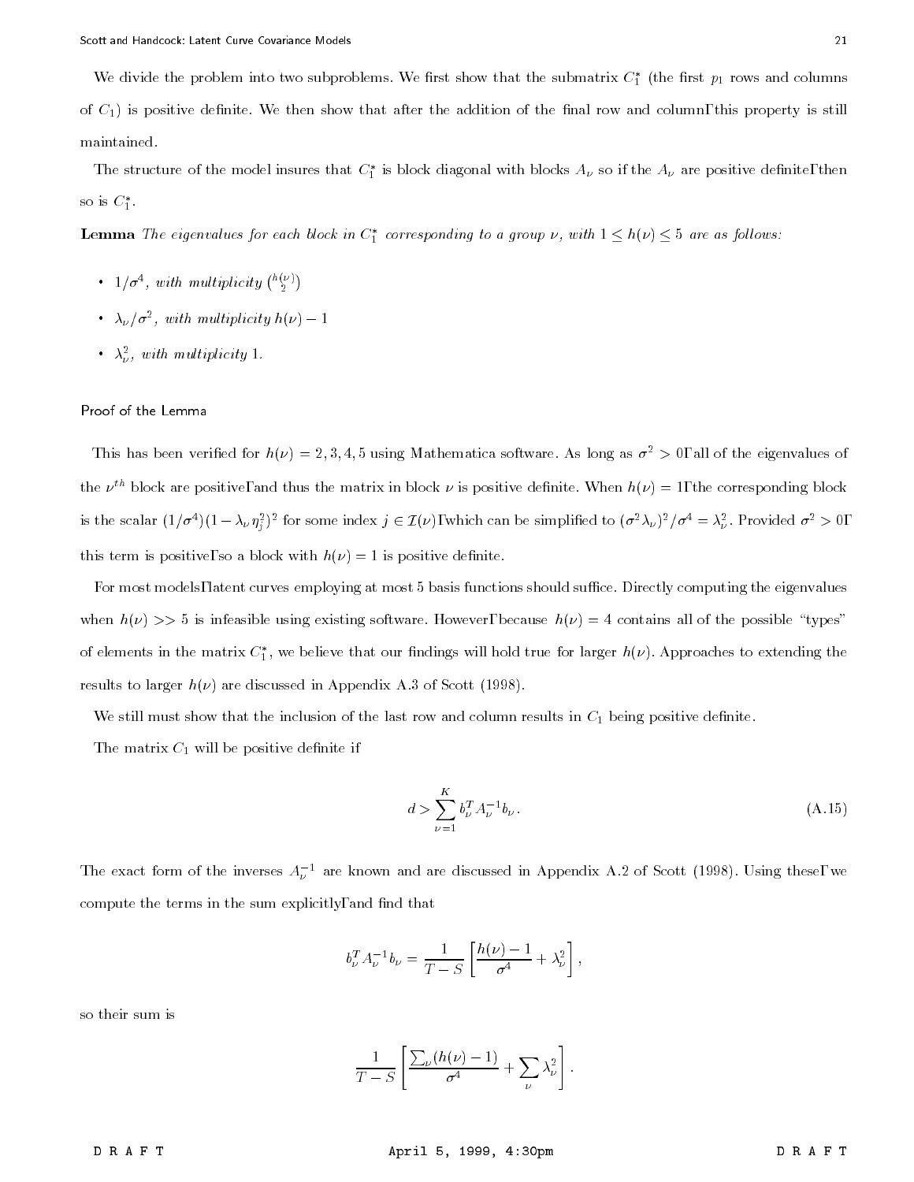We divide the problem into two subproblems. We first show that the submatrix $C_1^*$ (the first $p_1$ rows and columns of $C_1$) is positive definite. We then show that after the addition of the final row and column, this property is still maintained.

The structure of the model insures that $C_1^*$ is block diagonal with blocks $A_\nu$ so if the $A_\nu$ are positive definite, then so is $C_1^*$.

**Lemma** *The eigenvalues for each block in $C_1^*$ corresponding to a group $\nu$, with $1 \leq h(\nu) \leq 5$ are as follows:*

- $1/\sigma^4$, *with multiplicity* $\binom{h(\nu)}{2}$
- $\lambda_\nu/\sigma^2$, *with multiplicity* $h(\nu) - 1$
- $\lambda_\nu^2$, *with multiplicity* 1.

Proof of the Lemma

This has been verified for $h(\nu) = 2, 3, 4, 5$ using Mathematica software. As long as $\sigma^2 > 0$, all of the eigenvalues of the $\nu^{th}$ block are positive, and thus the matrix in block $\nu$ is positive definite. When $h(\nu) = 1$, the corresponding block is the scalar $(1/\sigma^4)(1 - \lambda_\nu \eta_j^2)^2$ for some index $j \in \mathcal{I}(\nu)$, which can be simplified to $(\sigma^2 \lambda_\nu)^2/\sigma^4 = \lambda_\nu^2$. Provided $\sigma^2 > 0$, this term is positive, so a block with $h(\nu) = 1$ is positive definite.

For most models, latent curves employing at most 5 basis functions should suffice. Directly computing the eigenvalues when $h(\nu) >> 5$ is infeasible using existing software. However, because $h(\nu) = 4$ contains all of the possible "types" of elements in the matrix $C_1^*$, we believe that our findings will hold true for larger $h(\nu)$. Approaches to extending the results to larger $h(\nu)$ are discussed in Appendix A.3 of Scott (1998).

We still must show that the inclusion of the last row and column results in $C_1$ being positive definite.

The matrix $C_1$ will be positive definite if

$$d > \sum_{\nu=1}^{K} b_\nu^T A_\nu^{-1} b_\nu. \tag{A.15}$$

The exact form of the inverses $A_\nu^{-1}$ are known and are discussed in Appendix A.2 of Scott (1998). Using these, we compute the terms in the sum explicitly, and find that

$$b_\nu^T A_\nu^{-1} b_\nu = \frac{1}{T - S} \left[ \frac{h(\nu) - 1}{\sigma^4} + \lambda_\nu^2 \right],$$

so their sum is

$$\frac{1}{T - S} \left[ \frac{\sum_\nu (h(\nu) - 1)}{\sigma^4} + \sum_\nu \lambda_\nu^2 \right].$$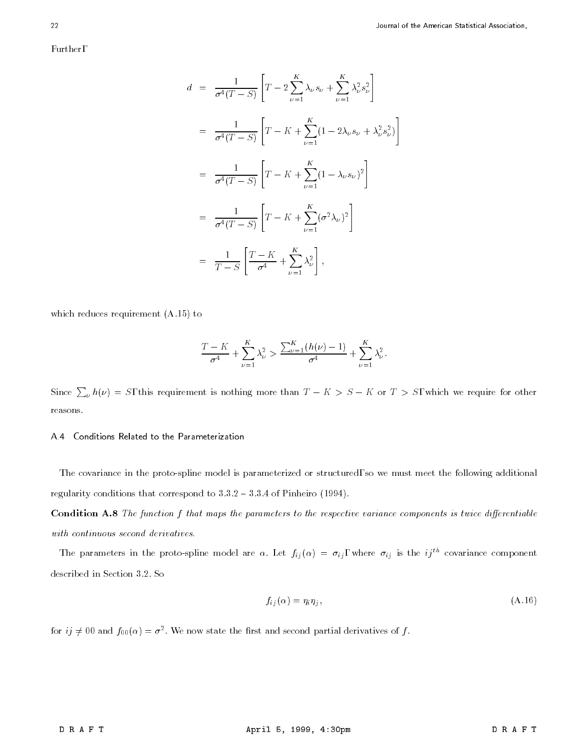Further,

$$
\begin{aligned}
d &= \frac{1}{\sigma^4(T-S)}\left[T - 2\sum_{\nu=1}^{K}\lambda_\nu s_\nu + \sum_{\nu=1}^{K}\lambda_\nu^2 s_\nu^2\right] \\
&= \frac{1}{\sigma^4(T-S)}\left[T - K + \sum_{\nu=1}^{K}(1 - 2\lambda_\nu s_\nu + \lambda_\nu^2 s_\nu^2)\right] \\
&= \frac{1}{\sigma^4(T-S)}\left[T - K + \sum_{\nu=1}^{K}(1 - \lambda_\nu s_\nu)^2\right] \\
&= \frac{1}{\sigma^4(T-S)}\left[T - K + \sum_{\nu=1}^{K}(\sigma^2\lambda_\nu)^2\right] \\
&= \frac{1}{T-S}\left[\frac{T-K}{\sigma^4} + \sum_{\nu=1}^{K}\lambda_\nu^2\right],
\end{aligned}
$$

which reduces requirement (A.15) to

$$
\frac{T-K}{\sigma^4} + \sum_{\nu=1}^{K}\lambda_\nu^2 > \frac{\sum_{\nu=1}^{K}(h(\nu)-1)}{\sigma^4} + \sum_{\nu=1}^{K}\lambda_\nu^2.
$$

Since $\sum_\nu h(\nu) = S$, this requirement is nothing more than $T - K > S - K$ or $T > S$, which we require for other reasons.

### A.4 Conditions Related to the Parameterization

The covariance in the proto-spline model is parameterized or structured, so we must meet the following additional regularity conditions that correspond to 3.3.2 – 3.3.4 of Pinheiro (1994).

**Condition A.8** *The function $f$ that maps the parameters to the respective variance components is twice differentiable with continuous second derivatives.*

The parameters in the proto-spline model are $\alpha$. Let $f_{ij}(\alpha) = \sigma_{ij}$, where $\sigma_{ij}$ is the $ij^{th}$ covariance component described in Section 3.2. So

$$
f_{ij}(\alpha) = \eta_i\eta_j, \tag{A.16}
$$

for $ij \neq 00$ and $f_{00}(\alpha) = \sigma^2$. We now state the first and second partial derivatives of $f$.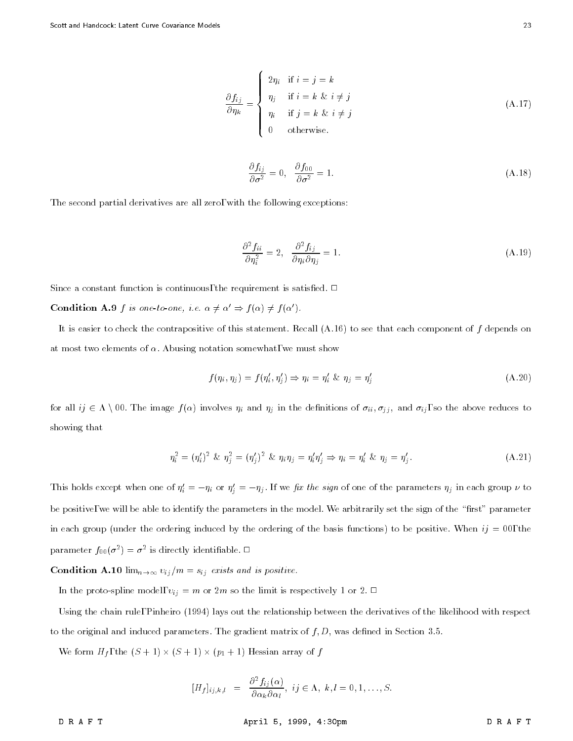$$
\frac{\partial f_{ij}}{\partial \eta_k} = \begin{cases} 2\eta_i & \text{if } i = j = k \\ \eta_j & \text{if } i = k \ \& \ i \neq j \\ \eta_i & \text{if } j = k \ \& \ i \neq j \\ 0 & \text{otherwise.} \end{cases} \tag{A.17}
$$

$$
\frac{\partial f_{ij}}{\partial \sigma^2} = 0, \quad \frac{\partial f_{00}}{\partial \sigma^2} = 1. \tag{A.18}
$$

The second partial derivatives are all zero, with the following exceptions:

$$
\frac{\partial^2 f_{ii}}{\partial \eta_i^2} = 2, \quad \frac{\partial^2 f_{ij}}{\partial \eta_i \partial \eta_j} = 1. \tag{A.19}
$$

Since a constant function is continuous, the requirement is satisfied. □

**Condition A.9** *$f$ is one-to-one, i.e. $\alpha \neq \alpha' \Rightarrow f(\alpha) \neq f(\alpha')$.*

It is easier to check the contrapositive of this statement. Recall (A.16) to see that each component of $f$ depends on at most two elements of $\alpha$. Abusing notation somewhat, we must show

$$
f(\eta_i, \eta_j) = f(\eta_i', \eta_j') \Rightarrow \eta_i = \eta_i' \ \& \ \eta_j = \eta_j' \tag{A.20}
$$

for all $ij \in \Lambda \setminus 00$. The image $f(\alpha)$ involves $\eta_i$ and $\eta_j$ in the definitions of $\sigma_{ii}, \sigma_{jj}$, and $\sigma_{ij}$, so the above reduces to showing that

$$
\eta_i^2 = (\eta_i')^2 \ \& \ \eta_j^2 = (\eta_j')^2 \ \& \ \eta_i \eta_j = \eta_i' \eta_j' \Rightarrow \eta_i = \eta_i' \ \& \ \eta_j = \eta_j'. \tag{A.21}
$$

This holds except when one of $\eta_i' = -\eta_i$ or $\eta_j' = -\eta_j$. If we *fix the sign* of one of the parameters $\eta_j$ in each group $\nu$ to be positive, we will be able to identify the parameters in the model. We arbitrarily set the sign of the "first" parameter in each group (under the ordering induced by the ordering of the basis functions) to be positive. When $ij = 00$, the parameter $f_{00}(\sigma^2) = \sigma^2$ is directly identifiable. □

**Condition A.10** *$\lim_{n \to \infty} \upsilon_{ij}/m = s_{ij}$ exists and is positive.*

In the proto-spline model, $\upsilon_{ij} = m$ or $2m$ so the limit is respectively 1 or 2. □

Using the chain rule, Pinheiro (1994) lays out the relationship between the derivatives of the likelihood with respect to the original and induced parameters. The gradient matrix of $f$, $D$, was defined in Section 3.5.

We form $H_f$, the $(S+1) \times (S+1) \times (p_1 + 1)$ Hessian array of $f$

$$
[H_f]_{ij,k,l} = \frac{\partial^2 f_{ij}(\alpha)}{\partial \alpha_k \partial \alpha_l}, \ ij \in \Lambda, \ k, l = 0, 1, \ldots, S.
$$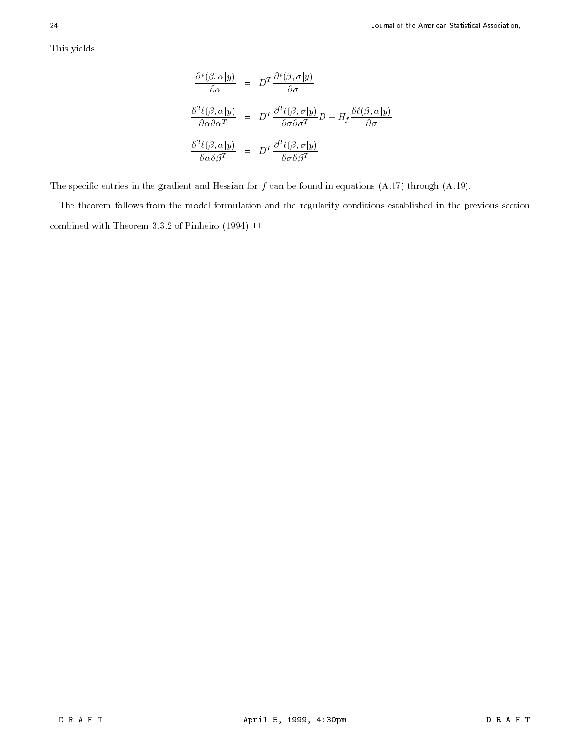This yields

$$
\begin{aligned}
\frac{\partial \ell(\beta,\alpha|y)}{\partial \alpha} &= D^T \frac{\partial \ell(\beta,\sigma|y)}{\partial \sigma} \\
\frac{\partial^2 \ell(\beta,\alpha|y)}{\partial \alpha \partial \alpha^T} &= D^T \frac{\partial^2 \ell(\beta,\sigma|y)}{\partial \sigma \partial \sigma^T} D + H_f \frac{\partial \ell(\beta,\alpha|y)}{\partial \sigma} \\
\frac{\partial^2 \ell(\beta,\alpha|y)}{\partial \alpha \partial \beta^T} &= D^T \frac{\partial^2 \ell(\beta,\sigma|y)}{\partial \sigma \partial \beta^T}
\end{aligned}
$$

The specific entries in the gradient and Hessian for $f$ can be found in equations (A.17) through (A.19).

The theorem follows from the model formulation and the regularity conditions established in the previous section combined with Theorem 3.3.2 of Pinheiro (1994). □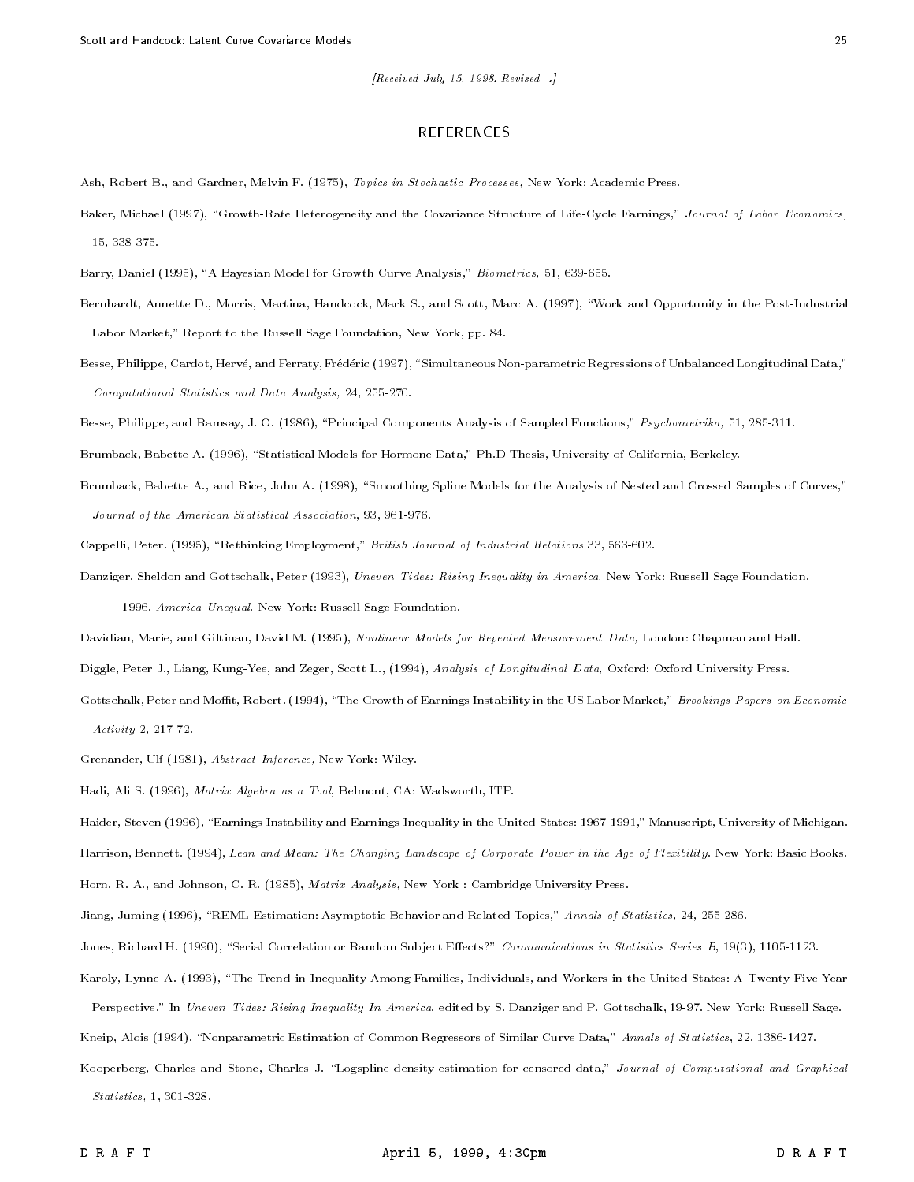[Received July 15, 1998. Revised .]

## REFERENCES

Ash, Robert B., and Gardner, Melvin F. (1975), *Topics in Stochastic Processes,* New York: Academic Press.

Baker, Michael (1997), "Growth-Rate Heterogeneity and the Covariance Structure of Life-Cycle Earnings," *Journal of Labor Economics,* 15, 338-375.

Barry, Daniel (1995), "A Bayesian Model for Growth Curve Analysis," *Biometrics,* 51, 639-655.

Bernhardt, Annette D., Morris, Martina, Handcock, Mark S., and Scott, Marc A. (1997), "Work and Opportunity in the Post-Industrial Labor Market," Report to the Russell Sage Foundation, New York, pp. 84.

Besse, Philippe, Cardot, Hervé, and Ferraty, Frédéric (1997), "Simultaneous Non-parametric Regressions of Unbalanced Longitudinal Data," *Computational Statistics and Data Analysis,* 24, 255-270.

Besse, Philippe, and Ramsay, J. O. (1986), "Principal Components Analysis of Sampled Functions," *Psychometrika,* 51, 285-311.

Brumback, Babette A. (1996), "Statistical Models for Hormone Data," Ph.D Thesis, University of California, Berkeley.

Brumback, Babette A., and Rice, John A. (1998), "Smoothing Spline Models for the Analysis of Nested and Crossed Samples of Curves," *Journal of the American Statistical Association*, 93, 961-976.

Cappelli, Peter. (1995), "Rethinking Employment," *British Journal of Industrial Relations* 33, 563-602.

Danziger, Sheldon and Gottschalk, Peter (1993), *Uneven Tides: Rising Inequality in America,* New York: Russell Sage Foundation.

——— 1996. *America Unequal*. New York: Russell Sage Foundation.

Davidian, Marie, and Giltinan, David M. (1995), *Nonlinear Models for Repeated Measurement Data,* London: Chapman and Hall.

Diggle, Peter J., Liang, Kung-Yee, and Zeger, Scott L., (1994), *Analysis of Longitudinal Data,* Oxford: Oxford University Press.

Gottschalk, Peter and Moffit, Robert. (1994), "The Growth of Earnings Instability in the US Labor Market," *Brookings Papers on Economic Activity* 2, 217-72.

Grenander, Ulf (1981), *Abstract Inference,* New York: Wiley.

Hadi, Ali S. (1996), *Matrix Algebra as a Tool*, Belmont, CA: Wadsworth, ITP.

Haider, Steven (1996), "Earnings Instability and Earnings Inequality in the United States: 1967-1991," Manuscript, University of Michigan.

Harrison, Bennett. (1994), *Lean and Mean: The Changing Landscape of Corporate Power in the Age of Flexibility*. New York: Basic Books.

Horn, R. A., and Johnson, C. R. (1985), *Matrix Analysis,* New York : Cambridge University Press.

Jiang, Juming (1996), "REML Estimation: Asymptotic Behavior and Related Topics," *Annals of Statistics,* 24, 255-286.

Jones, Richard H. (1990), "Serial Correlation or Random Subject Effects?" *Communications in Statistics Series B*, 19(3), 1105-1123.

Karoly, Lynne A. (1993), "The Trend in Inequality Among Families, Individuals, and Workers in the United States: A Twenty-Five Year Perspective," In *Uneven Tides: Rising Inequality In America*, edited by S. Danziger and P. Gottschalk, 19-97. New York: Russell Sage.

Kneip, Alois (1994), "Nonparametric Estimation of Common Regressors of Similar Curve Data," *Annals of Statistics*, 22, 1386-1427.

Kooperberg, Charles and Stone, Charles J. "Logspline density estimation for censored data," *Journal of Computational and Graphical Statistics,* 1, 301-328.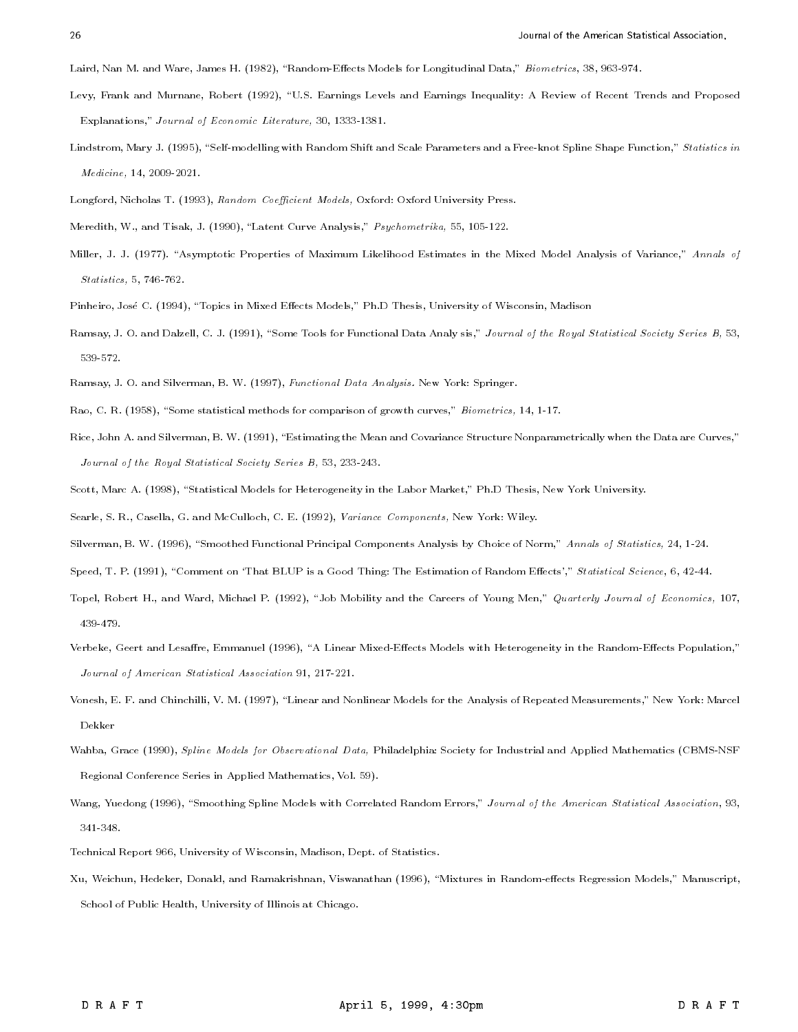Laird, Nan M. and Ware, James H. (1982), "Random-Effects Models for Longitudinal Data," *Biometrics*, 38, 963-974.

Levy, Frank and Murnane, Robert (1992), "U.S. Earnings Levels and Earnings Inequality: A Review of Recent Trends and Proposed Explanations," *Journal of Economic Literature*, 30, 1333-1381.

Lindstrom, Mary J. (1995), "Self-modelling with Random Shift and Scale Parameters and a Free-knot Spline Shape Function," *Statistics in Medicine*, 14, 2009-2021.

Longford, Nicholas T. (1993), *Random Coefficient Models*, Oxford: Oxford University Press.

Meredith, W., and Tisak, J. (1990), "Latent Curve Analysis," *Psychometrika*, 55, 105-122.

Miller, J. J. (1977). "Asymptotic Properties of Maximum Likelihood Estimates in the Mixed Model Analysis of Variance," *Annals of Statistics*, 5, 746-762.

Pinheiro, José C. (1994), "Topics in Mixed Effects Models," Ph.D Thesis, University of Wisconsin, Madison

Ramsay, J. O. and Dalzell, C. J. (1991), "Some Tools for Functional Data Analy sis," *Journal of the Royal Statistical Society Series B*, 53, 539-572.

Ramsay, J. O. and Silverman, B. W. (1997), *Functional Data Analysis*. New York: Springer.

Rao, C. R. (1958), "Some statistical methods for comparison of growth curves," *Biometrics*, 14, 1-17.

Rice, John A. and Silverman, B. W. (1991), "Estimating the Mean and Covariance Structure Nonparametrically when the Data are Curves," *Journal of the Royal Statistical Society Series B*, 53, 233-243.

Scott, Marc A. (1998), "Statistical Models for Heterogeneity in the Labor Market," Ph.D Thesis, New York University.

Searle, S. R., Casella, G. and McCulloch, C. E. (1992), *Variance Components*, New York: Wiley.

Silverman, B. W. (1996), "Smoothed Functional Principal Components Analysis by Choice of Norm," *Annals of Statistics*, 24, 1-24.

Speed, T. P. (1991), "Comment on 'That BLUP is a Good Thing: The Estimation of Random Effects'," *Statistical Science*, 6, 42-44.

Topel, Robert H., and Ward, Michael P. (1992), "Job Mobility and the Careers of Young Men," *Quarterly Journal of Economics*, 107, 439-479.

Verbeke, Geert and Lesaffre, Emmanuel (1996), "A Linear Mixed-Effects Models with Heterogeneity in the Random-Effects Population," *Journal of American Statistical Association* 91, 217-221.

Vonesh, E. F. and Chinchilli, V. M. (1997), "Linear and Nonlinear Models for the Analysis of Repeated Measurements," New York: Marcel Dekker

Wahba, Grace (1990), *Spline Models for Observational Data*, Philadelphia: Society for Industrial and Applied Mathematics (CBMS-NSF Regional Conference Series in Applied Mathematics, Vol. 59).

Wang, Yuedong (1996), "Smoothing Spline Models with Correlated Random Errors," *Journal of the American Statistical Association*, 93, 341-348.

Technical Report 966, University of Wisconsin, Madison, Dept. of Statistics.

Xu, Weichun, Hedeker, Donald, and Ramakrishnan, Viswanathan (1996), "Mixtures in Random-effects Regression Models," Manuscript, School of Public Health, University of Illinois at Chicago.